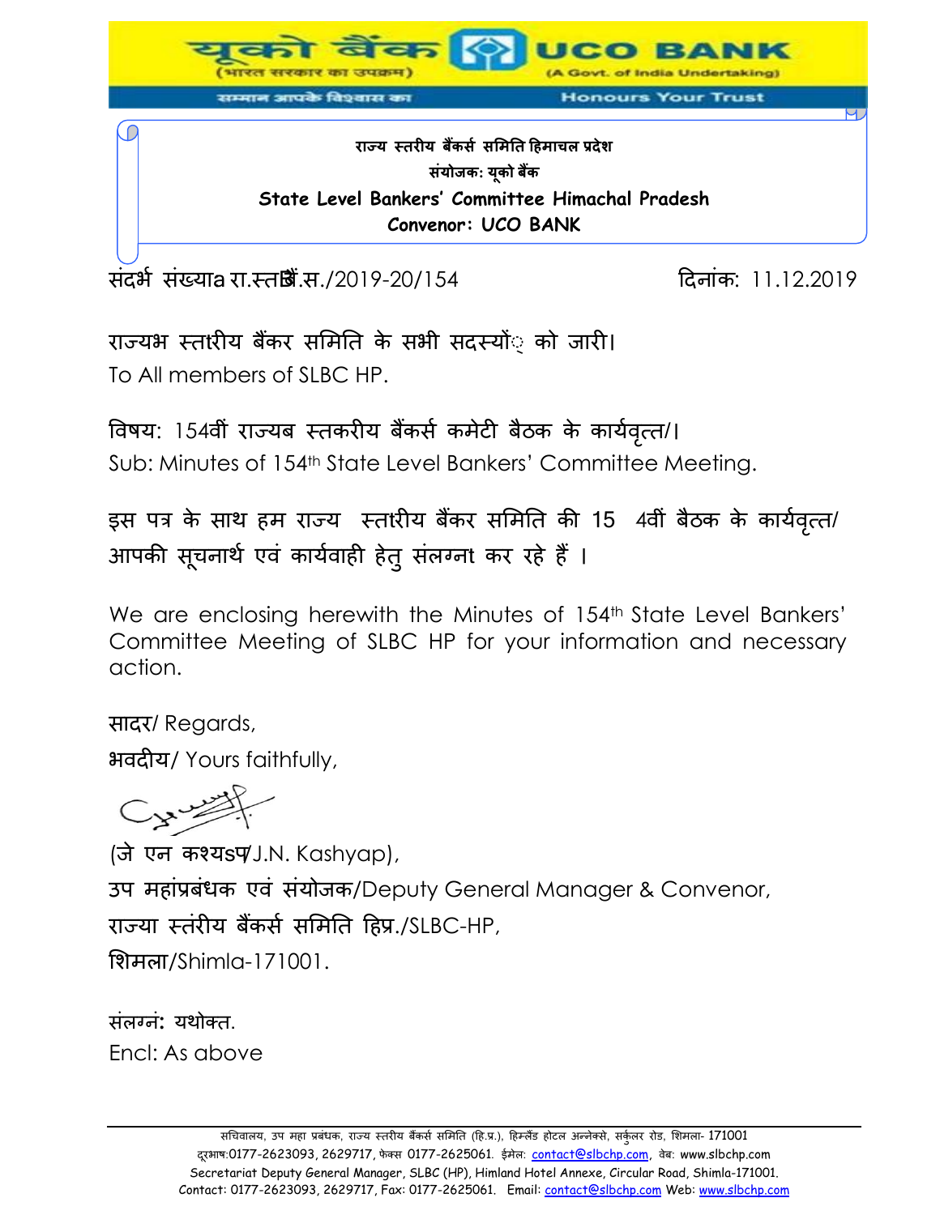यूको बैंक (भारत सरकार का उपक्रम) UCO BANK (A Govt. of India Undertaking)

सम्मान आपके विश्वास का — Honours Your Trust

**राज्य स्तरीय बैंकर्स समिति हिमाचल प्रदेश**

**संयोजक: यूको बैंक**

**State Level Bankers' Committee Himachal Pradesh**

**Convenor: UCO BANK**

संदर्भ संख्याa रा.स्तबैं.स./2019-20/154 दिनांक: 11.12.2019

राज्यभ स्तारीय बैंकर समिति के सभी सदस्यों को जारी।

To All members of SLBC HP.

विषय: 154वीं राज्यब स्तकरीय बैंकर्स कमेटी बैठक के कार्यवृत्त/।

Sub: Minutes of 154th State Level Bankers' Committee Meeting.

इस पत्र के साथ हम राज्य स्तारीय बैंकर समिति की 15 4वीं बैठक के कार्यवृत्त/ आपकी सूचनार्थ एवं कार्यवाही हेतु संलग्नt कर रहे हैं ।

We are enclosing herewith the Minutes of 154th State Level Bankers' Committee Meeting of SLBC HP for your information and necessary action.

सादर/ Regards,

भवदीय/ Yours faithfully,

(जे एन कश्यप/J.N. Kashyap),

उप महांप्रबंधक एवं संयोजक/Deputy General Manager & Convenor,

राज्या स्तंरीय बैंकर्स समिति हिप्र./SLBC-HP,

शिमला/Shimla-171001.

संलग्नं: यथोक्त.

Encl: As above

सचिवालय, उप महा प्रबंधक, राज्य स्तरीय बैंकर्स समिति (हि.प्र.), हिम्लैंड होटल अन्नेक्से, सर्कुलर रोड, शिमला- 171001
दूरभाष:0177-2623093, 2629717, फैक्स 0177-2625061. ईमेल: contact@slbchp.com, वेब: www.slbchp.com
Secretariat Deputy General Manager, SLBC (HP), Himland Hotel Annexe, Circular Road, Shimla-171001.
Contact: 0177-2623093, 2629717, Fax: 0177-2625061. Email: contact@slbchp.com Web: www.slbchp.com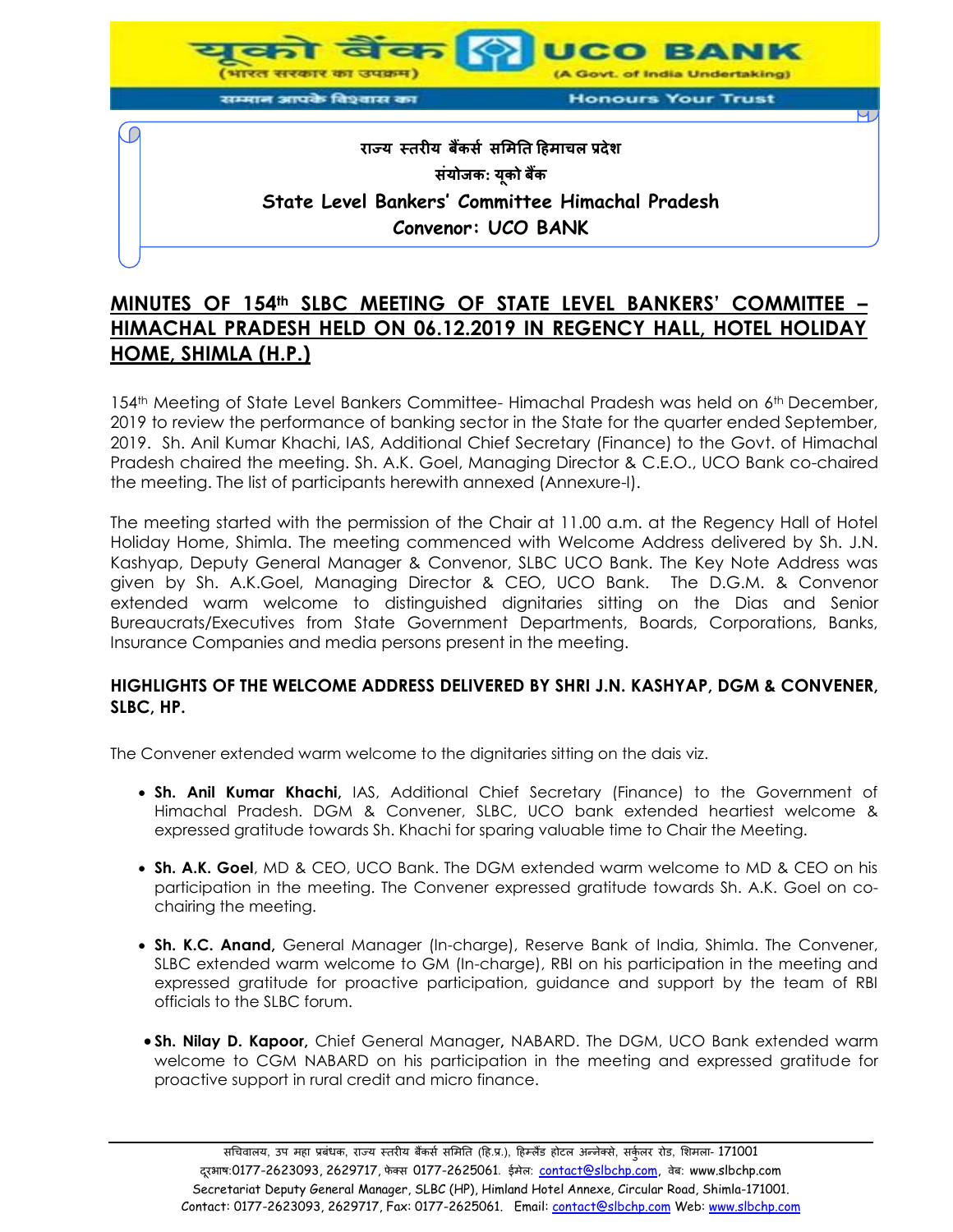राज्य स्तरीय बैंकर्स समिति हिमाचल प्रदेश

संयोजक: यूको बैंक

**State Level Bankers' Committee Himachal Pradesh**

**Convenor: UCO BANK**

## MINUTES OF 154th SLBC MEETING OF STATE LEVEL BANKERS' COMMITTEE – HIMACHAL PRADESH HELD ON 06.12.2019 IN REGENCY HALL, HOTEL HOLIDAY HOME, SHIMLA (H.P.)

154th Meeting of State Level Bankers Committee- Himachal Pradesh was held on 6th December, 2019 to review the performance of banking sector in the State for the quarter ended September, 2019. Sh. Anil Kumar Khachi, IAS, Additional Chief Secretary (Finance) to the Govt. of Himachal Pradesh chaired the meeting. Sh. A.K. Goel, Managing Director & C.E.O., UCO Bank co-chaired the meeting. The list of participants herewith annexed (Annexure-I).

The meeting started with the permission of the Chair at 11.00 a.m. at the Regency Hall of Hotel Holiday Home, Shimla. The meeting commenced with Welcome Address delivered by Sh. J.N. Kashyap, Deputy General Manager & Convenor, SLBC UCO Bank. The Key Note Address was given by Sh. A.K.Goel, Managing Director & CEO, UCO Bank. The D.G.M. & Convenor extended warm welcome to distinguished dignitaries sitting on the Dias and Senior Bureaucrats/Executives from State Government Departments, Boards, Corporations, Banks, Insurance Companies and media persons present in the meeting.

### HIGHLIGHTS OF THE WELCOME ADDRESS DELIVERED BY SHRI J.N. KASHYAP, DGM & CONVENER, SLBC, HP.

The Convener extended warm welcome to the dignitaries sitting on the dais viz.

- **Sh. Anil Kumar Khachi,** IAS, Additional Chief Secretary (Finance) to the Government of Himachal Pradesh. DGM & Convener, SLBC, UCO bank extended heartiest welcome & expressed gratitude towards Sh. Khachi for sparing valuable time to Chair the Meeting.
- **Sh. A.K. Goel**, MD & CEO, UCO Bank. The DGM extended warm welcome to MD & CEO on his participation in the meeting. The Convener expressed gratitude towards Sh. A.K. Goel on co-chairing the meeting.
- **Sh. K.C. Anand,** General Manager (In-charge), Reserve Bank of India, Shimla. The Convener, SLBC extended warm welcome to GM (In-charge), RBI on his participation in the meeting and expressed gratitude for proactive participation, guidance and support by the team of RBI officials to the SLBC forum.
- **Sh. Nilay D. Kapoor,** Chief General Manager**,** NABARD. The DGM, UCO Bank extended warm welcome to CGM NABARD on his participation in the meeting and expressed gratitude for proactive support in rural credit and micro finance.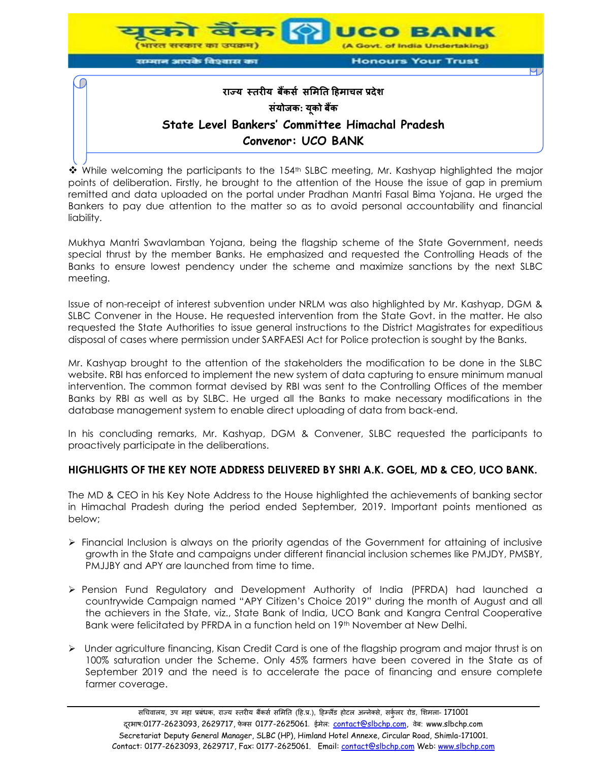❖ While welcoming the participants to the 154th SLBC meeting, Mr. Kashyap highlighted the major points of deliberation. Firstly, he brought to the attention of the House the issue of gap in premium remitted and data uploaded on the portal under Pradhan Mantri Fasal Bima Yojana. He urged the Bankers to pay due attention to the matter so as to avoid personal accountability and financial liability.

Mukhya Mantri Swavlamban Yojana, being the flagship scheme of the State Government, needs special thrust by the member Banks. He emphasized and requested the Controlling Heads of the Banks to ensure lowest pendency under the scheme and maximize sanctions by the next SLBC meeting.

Issue of non-receipt of interest subvention under NRLM was also highlighted by Mr. Kashyap, DGM & SLBC Convener in the House. He requested intervention from the State Govt. in the matter. He also requested the State Authorities to issue general instructions to the District Magistrates for expeditious disposal of cases where permission under SARFAESI Act for Police protection is sought by the Banks.

Mr. Kashyap brought to the attention of the stakeholders the modification to be done in the SLBC website. RBI has enforced to implement the new system of data capturing to ensure minimum manual intervention. The common format devised by RBI was sent to the Controlling Offices of the member Banks by RBI as well as by SLBC. He urged all the Banks to make necessary modifications in the database management system to enable direct uploading of data from back-end.

In his concluding remarks, Mr. Kashyap, DGM & Convener, SLBC requested the participants to proactively participate in the deliberations.

## HIGHLIGHTS OF THE KEY NOTE ADDRESS DELIVERED BY SHRI A.K. GOEL, MD & CEO, UCO BANK.

The MD & CEO in his Key Note Address to the House highlighted the achievements of banking sector in Himachal Pradesh during the period ended September, 2019. Important points mentioned as below;

- Financial Inclusion is always on the priority agendas of the Government for attaining of inclusive growth in the State and campaigns under different financial inclusion schemes like PMJDY, PMSBY, PMJJBY and APY are launched from time to time.

- Pension Fund Regulatory and Development Authority of India (PFRDA) had launched a countrywide Campaign named "APY Citizen's Choice 2019" during the month of August and all the achievers in the State, viz., State Bank of India, UCO Bank and Kangra Central Cooperative Bank were felicitated by PFRDA in a function held on 19th November at New Delhi.

- Under agriculture financing, Kisan Credit Card is one of the flagship program and major thrust is on 100% saturation under the Scheme. Only 45% farmers have been covered in the State as of September 2019 and the need is to accelerate the pace of financing and ensure complete farmer coverage.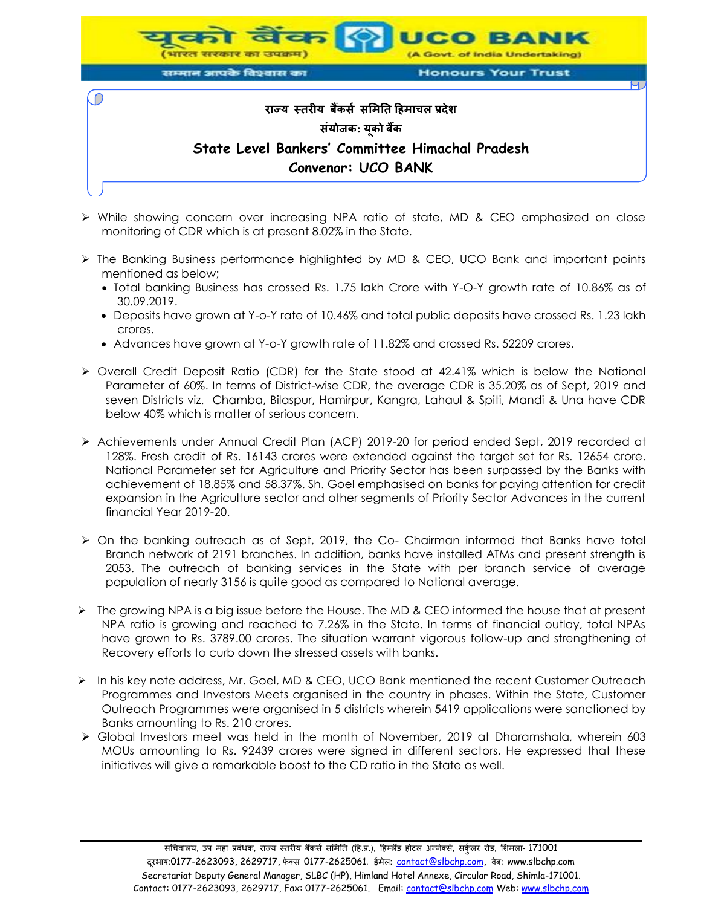- While showing concern over increasing NPA ratio of state, MD & CEO emphasized on close monitoring of CDR which is at present 8.02% in the State.

- The Banking Business performance highlighted by MD & CEO, UCO Bank and important points mentioned as below;
  - Total banking Business has crossed Rs. 1.75 lakh Crore with Y-O-Y growth rate of 10.86% as of 30.09.2019.
  - Deposits have grown at Y-o-Y rate of 10.46% and total public deposits have crossed Rs. 1.23 lakh crores.
  - Advances have grown at Y-o-Y growth rate of 11.82% and crossed Rs. 52209 crores.

- Overall Credit Deposit Ratio (CDR) for the State stood at 42.41% which is below the National Parameter of 60%. In terms of District-wise CDR, the average CDR is 35.20% as of Sept, 2019 and seven Districts viz. Chamba, Bilaspur, Hamirpur, Kangra, Lahaul & Spiti, Mandi & Una have CDR below 40% which is matter of serious concern.

- Achievements under Annual Credit Plan (ACP) 2019-20 for period ended Sept, 2019 recorded at 128%. Fresh credit of Rs. 16143 crores were extended against the target set for Rs. 12654 crore. National Parameter set for Agriculture and Priority Sector has been surpassed by the Banks with achievement of 18.85% and 58.37%. Sh. Goel emphasised on banks for paying attention for credit expansion in the Agriculture sector and other segments of Priority Sector Advances in the current financial Year 2019-20.

- On the banking outreach as of Sept, 2019, the Co- Chairman informed that Banks have total Branch network of 2191 branches. In addition, banks have installed ATMs and present strength is 2053. The outreach of banking services in the State with per branch service of average population of nearly 3156 is quite good as compared to National average.

- The growing NPA is a big issue before the House. The MD & CEO informed the house that at present NPA ratio is growing and reached to 7.26% in the State. In terms of financial outlay, total NPAs have grown to Rs. 3789.00 crores. The situation warrant vigorous follow-up and strengthening of Recovery efforts to curb down the stressed assets with banks.

- In his key note address, Mr. Goel, MD & CEO, UCO Bank mentioned the recent Customer Outreach Programmes and Investors Meets organised in the country in phases. Within the State, Customer Outreach Programmes were organised in 5 districts wherein 5419 applications were sanctioned by Banks amounting to Rs. 210 crores.
- Global Investors meet was held in the month of November, 2019 at Dharamshala, wherein 603 MOUs amounting to Rs. 92439 crores were signed in different sectors. He expressed that these initiatives will give a remarkable boost to the CD ratio in the State as well.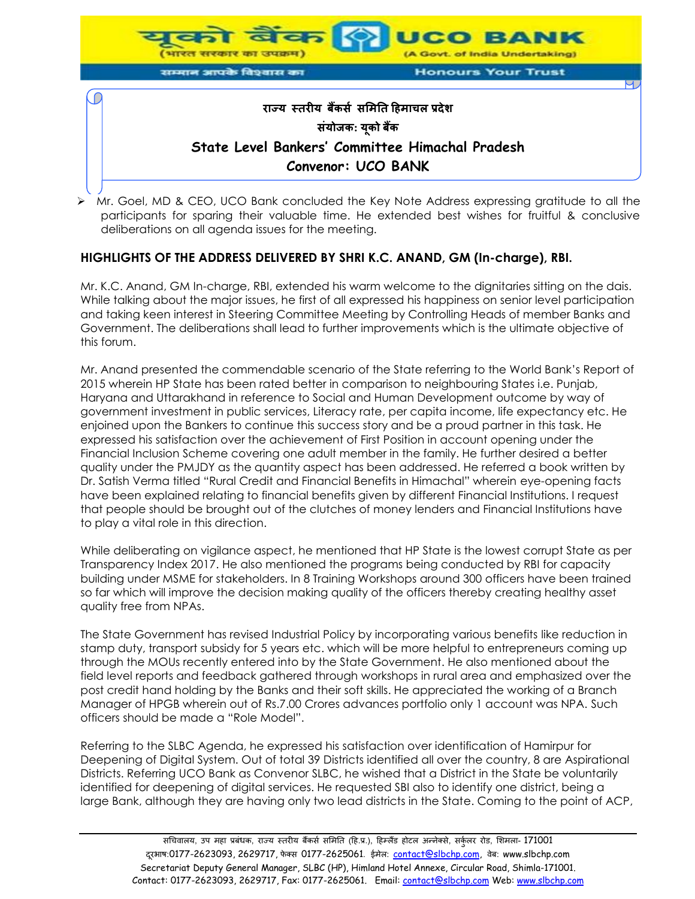- Mr. Goel, MD & CEO, UCO Bank concluded the Key Note Address expressing gratitude to all the participants for sparing their valuable time. He extended best wishes for fruitful & conclusive deliberations on all agenda issues for the meeting.

## HIGHLIGHTS OF THE ADDRESS DELIVERED BY SHRI K.C. ANAND, GM (In-charge), RBI.

Mr. K.C. Anand, GM In-charge, RBI, extended his warm welcome to the dignitaries sitting on the dais. While talking about the major issues, he first of all expressed his happiness on senior level participation and taking keen interest in Steering Committee Meeting by Controlling Heads of member Banks and Government. The deliberations shall lead to further improvements which is the ultimate objective of this forum.

Mr. Anand presented the commendable scenario of the State referring to the World Bank's Report of 2015 wherein HP State has been rated better in comparison to neighbouring States i.e. Punjab, Haryana and Uttarakhand in reference to Social and Human Development outcome by way of government investment in public services, Literacy rate, per capita income, life expectancy etc. He enjoined upon the Bankers to continue this success story and be a proud partner in this task. He expressed his satisfaction over the achievement of First Position in account opening under the Financial Inclusion Scheme covering one adult member in the family. He further desired a better quality under the PMJDY as the quantity aspect has been addressed. He referred a book written by Dr. Satish Verma titled "Rural Credit and Financial Benefits in Himachal" wherein eye-opening facts have been explained relating to financial benefits given by different Financial Institutions. I request that people should be brought out of the clutches of money lenders and Financial Institutions have to play a vital role in this direction.

While deliberating on vigilance aspect, he mentioned that HP State is the lowest corrupt State as per Transparency Index 2017. He also mentioned the programs being conducted by RBI for capacity building under MSME for stakeholders. In 8 Training Workshops around 300 officers have been trained so far which will improve the decision making quality of the officers thereby creating healthy asset quality free from NPAs.

The State Government has revised Industrial Policy by incorporating various benefits like reduction in stamp duty, transport subsidy for 5 years etc. which will be more helpful to entrepreneurs coming up through the MOUs recently entered into by the State Government. He also mentioned about the field level reports and feedback gathered through workshops in rural area and emphasized over the post credit hand holding by the Banks and their soft skills. He appreciated the working of a Branch Manager of HPGB wherein out of Rs.7.00 Crores advances portfolio only 1 account was NPA. Such officers should be made a "Role Model".

Referring to the SLBC Agenda, he expressed his satisfaction over identification of Hamirpur for Deepening of Digital System. Out of total 39 Districts identified all over the country, 8 are Aspirational Districts. Referring UCO Bank as Convenor SLBC, he wished that a District in the State be voluntarily identified for deepening of digital services. He requested SBI also to identify one district, being a large Bank, although they are having only two lead districts in the State. Coming to the point of ACP,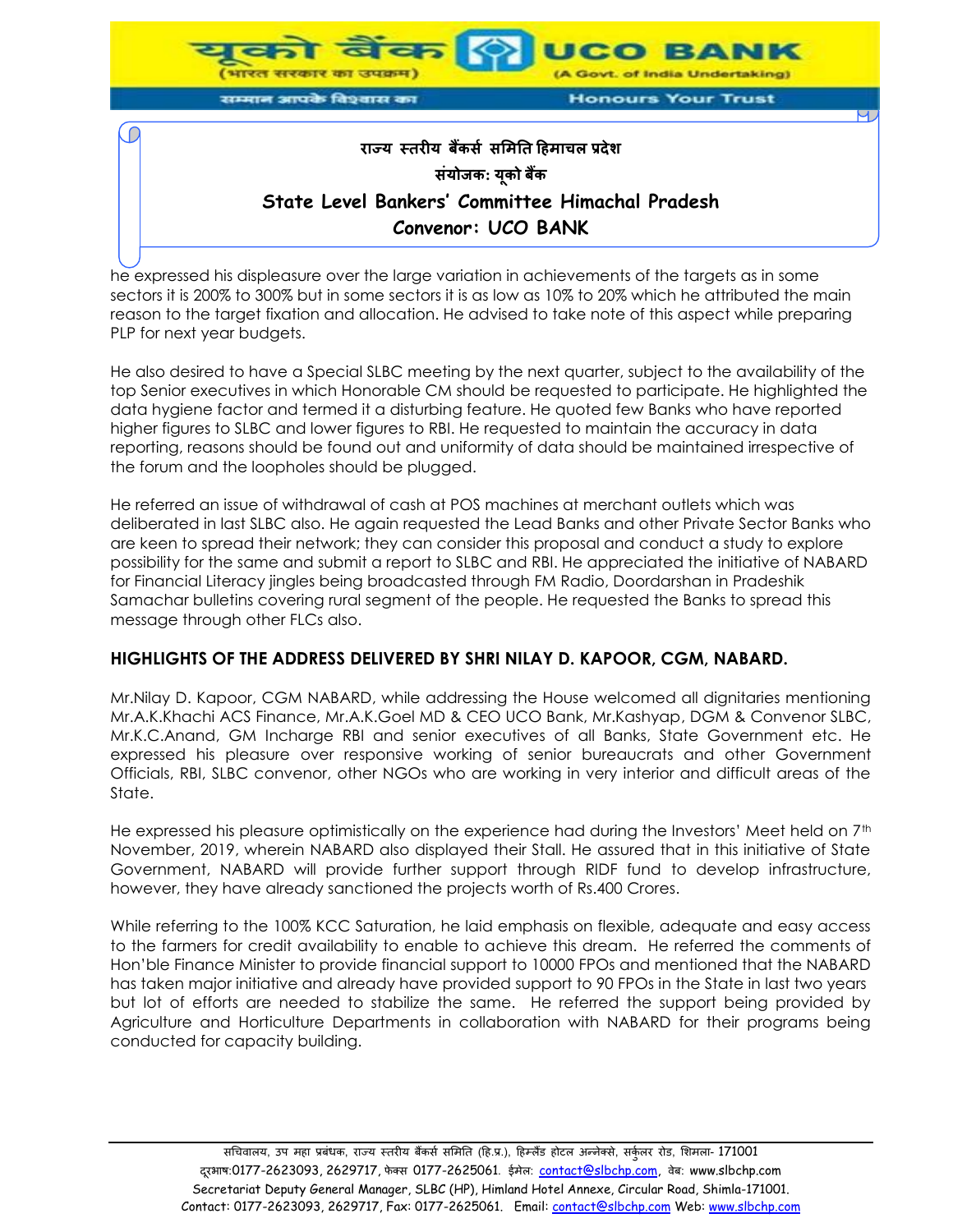he expressed his displeasure over the large variation in achievements of the targets as in some sectors it is 200% to 300% but in some sectors it is as low as 10% to 20% which he attributed the main reason to the target fixation and allocation. He advised to take note of this aspect while preparing PLP for next year budgets.

He also desired to have a Special SLBC meeting by the next quarter, subject to the availability of the top Senior executives in which Honorable CM should be requested to participate. He highlighted the data hygiene factor and termed it a disturbing feature. He quoted few Banks who have reported higher figures to SLBC and lower figures to RBI. He requested to maintain the accuracy in data reporting, reasons should be found out and uniformity of data should be maintained irrespective of the forum and the loopholes should be plugged.

He referred an issue of withdrawal of cash at POS machines at merchant outlets which was deliberated in last SLBC also. He again requested the Lead Banks and other Private Sector Banks who are keen to spread their network; they can consider this proposal and conduct a study to explore possibility for the same and submit a report to SLBC and RBI. He appreciated the initiative of NABARD for Financial Literacy jingles being broadcasted through FM Radio, Doordarshan in Pradeshik Samachar bulletins covering rural segment of the people. He requested the Banks to spread this message through other FLCs also.

### HIGHLIGHTS OF THE ADDRESS DELIVERED BY SHRI NILAY D. KAPOOR, CGM, NABARD.

Mr.Nilay D. Kapoor, CGM NABARD, while addressing the House welcomed all dignitaries mentioning Mr.A.K.Khachi ACS Finance, Mr.A.K.Goel MD & CEO UCO Bank, Mr.Kashyap, DGM & Convenor SLBC, Mr.K.C.Anand, GM Incharge RBI and senior executives of all Banks, State Government etc. He expressed his pleasure over responsive working of senior bureaucrats and other Government Officials, RBI, SLBC convenor, other NGOs who are working in very interior and difficult areas of the State.

He expressed his pleasure optimistically on the experience had during the Investors' Meet held on 7th November, 2019, wherein NABARD also displayed their Stall. He assured that in this initiative of State Government, NABARD will provide further support through RIDF fund to develop infrastructure, however, they have already sanctioned the projects worth of Rs.400 Crores.

While referring to the 100% KCC Saturation, he laid emphasis on flexible, adequate and easy access to the farmers for credit availability to enable to achieve this dream. He referred the comments of Hon'ble Finance Minister to provide financial support to 10000 FPOs and mentioned that the NABARD has taken major initiative and already have provided support to 90 FPOs in the State in last two years but lot of efforts are needed to stabilize the same. He referred the support being provided by Agriculture and Horticulture Departments in collaboration with NABARD for their programs being conducted for capacity building.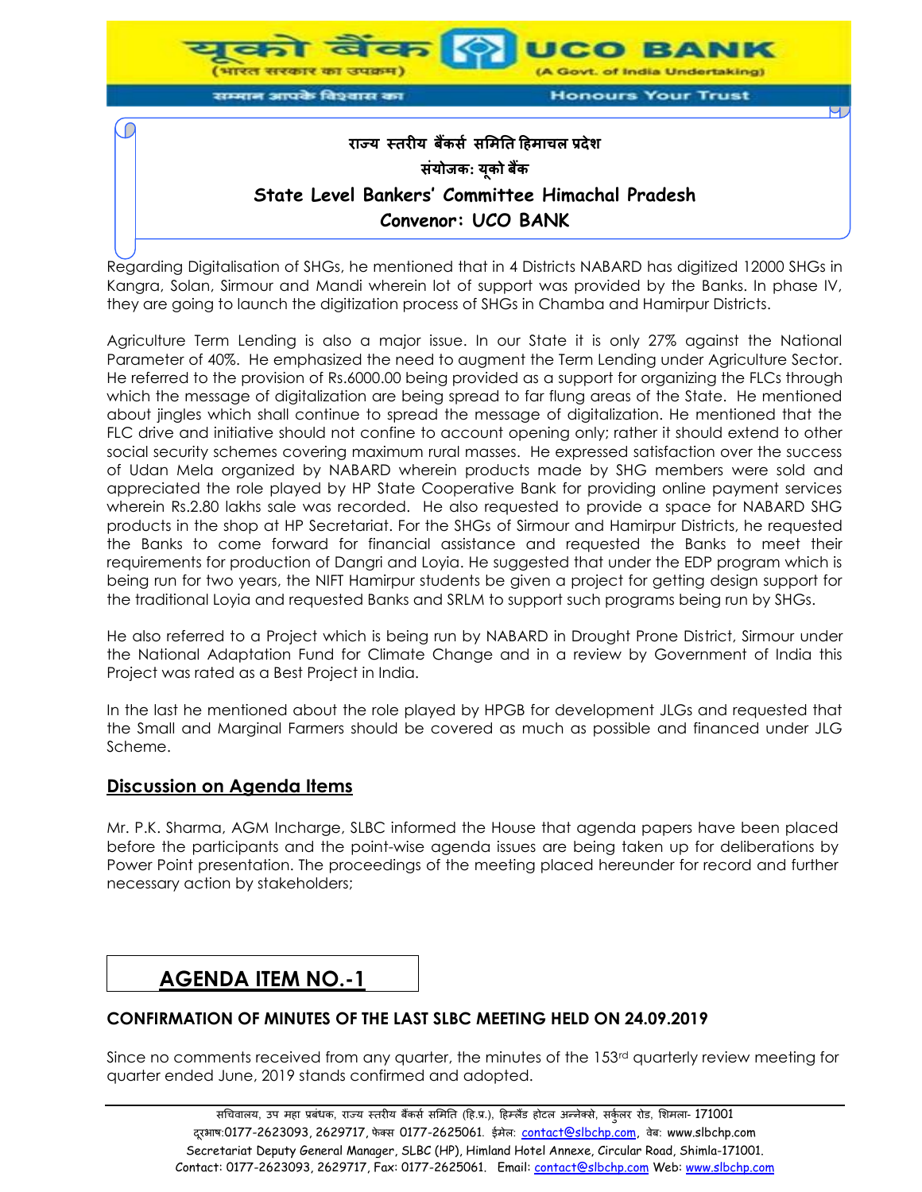Regarding Digitalisation of SHGs, he mentioned that in 4 Districts NABARD has digitized 12000 SHGs in Kangra, Solan, Sirmour and Mandi wherein lot of support was provided by the Banks. In phase IV, they are going to launch the digitization process of SHGs in Chamba and Hamirpur Districts.

Agriculture Term Lending is also a major issue. In our State it is only 27% against the National Parameter of 40%. He emphasized the need to augment the Term Lending under Agriculture Sector. He referred to the provision of Rs.6000.00 being provided as a support for organizing the FLCs through which the message of digitalization are being spread to far flung areas of the State. He mentioned about jingles which shall continue to spread the message of digitalization. He mentioned that the FLC drive and initiative should not confine to account opening only; rather it should extend to other social security schemes covering maximum rural masses. He expressed satisfaction over the success of Udan Mela organized by NABARD wherein products made by SHG members were sold and appreciated the role played by HP State Cooperative Bank for providing online payment services wherein Rs.2.80 lakhs sale was recorded. He also requested to provide a space for NABARD SHG products in the shop at HP Secretariat. For the SHGs of Sirmour and Hamirpur Districts, he requested the Banks to come forward for financial assistance and requested the Banks to meet their requirements for production of Dangri and Loyia. He suggested that under the EDP program which is being run for two years, the NIFT Hamirpur students be given a project for getting design support for the traditional Loyia and requested Banks and SRLM to support such programs being run by SHGs.

He also referred to a Project which is being run by NABARD in Drought Prone District, Sirmour under the National Adaptation Fund for Climate Change and in a review by Government of India this Project was rated as a Best Project in India.

In the last he mentioned about the role played by HPGB for development JLGs and requested that the Small and Marginal Farmers should be covered as much as possible and financed under JLG Scheme.

## Discussion on Agenda Items

Mr. P.K. Sharma, AGM Incharge, SLBC informed the House that agenda papers have been placed before the participants and the point-wise agenda issues are being taken up for deliberations by Power Point presentation. The proceedings of the meeting placed hereunder for record and further necessary action by stakeholders;

## AGENDA ITEM NO.-1

### CONFIRMATION OF MINUTES OF THE LAST SLBC MEETING HELD ON 24.09.2019

Since no comments received from any quarter, the minutes of the 153rd quarterly review meeting for quarter ended June, 2019 stands confirmed and adopted.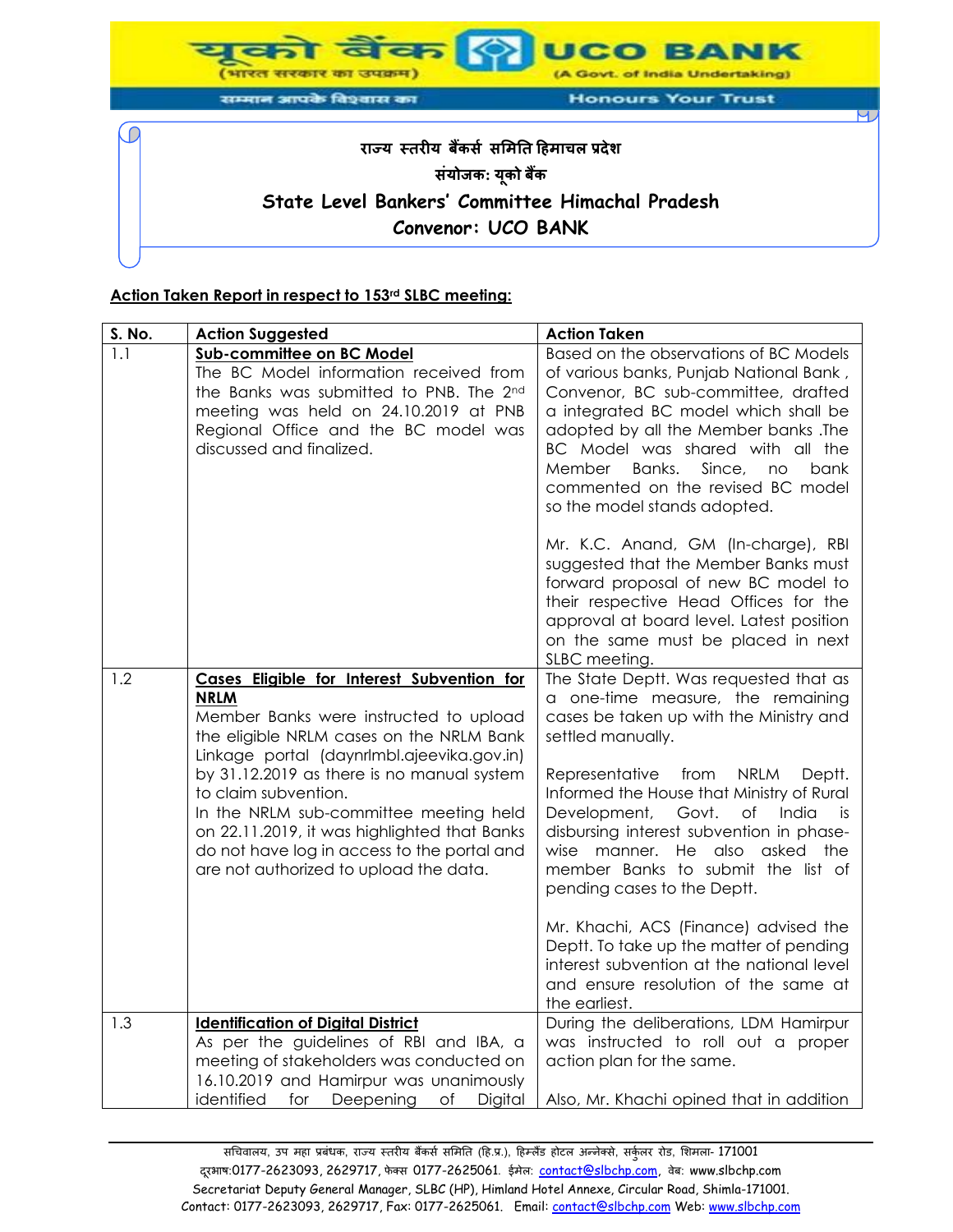राज्य स्तरीय बैंकर्स समिति हिमाचल प्रदेश

संयोजक: यूको बैंक

## State Level Bankers' Committee Himachal Pradesh

## Convenor: UCO BANK

**Action Taken Report in respect to 153rd SLBC meeting:**

| S. No. | Action Suggested | Action Taken |
|---|---|---|
| 1.1 | **Sub-committee on BC Model**<br>The BC Model information received from the Banks was submitted to PNB. The 2nd meeting was held on 24.10.2019 at PNB Regional Office and the BC model was discussed and finalized. | Based on the observations of BC Models of various banks, Punjab National Bank , Convenor, BC sub-committee, drafted a integrated BC model which shall be adopted by all the Member banks .The BC Model was shared with all the Member Banks. Since, no bank commented on the revised BC model so the model stands adopted.<br><br>Mr. K.C. Anand, GM (In-charge), RBI suggested that the Member Banks must forward proposal of new BC model to their respective Head Offices for the approval at board level. Latest position on the same must be placed in next SLBC meeting. |
| 1.2 | **Cases Eligible for Interest Subvention for NRLM**<br>Member Banks were instructed to upload the eligible NRLM cases on the NRLM Bank Linkage portal (daynrlmbl.ajeevika.gov.in) by 31.12.2019 as there is no manual system to claim subvention.<br>In the NRLM sub-committee meeting held on 22.11.2019, it was highlighted that Banks do not have log in access to the portal and are not authorized to upload the data. | The State Deptt. Was requested that as a one-time measure, the remaining cases be taken up with the Ministry and settled manually.<br><br>Representative from NRLM Deptt. Informed the House that Ministry of Rural Development, Govt. of India is disbursing interest subvention in phase-wise manner. He also asked the member Banks to submit the list of pending cases to the Deptt.<br><br>Mr. Khachi, ACS (Finance) advised the Deptt. To take up the matter of pending interest subvention at the national level and ensure resolution of the same at the earliest. |
| 1.3 | **Identification of Digital District**<br>As per the guidelines of RBI and IBA, a meeting of stakeholders was conducted on 16.10.2019 and Hamirpur was unanimously identified for Deepening of Digital | During the deliberations, LDM Hamirpur was instructed to roll out a proper action plan for the same.<br><br>Also, Mr. Khachi opined that in addition |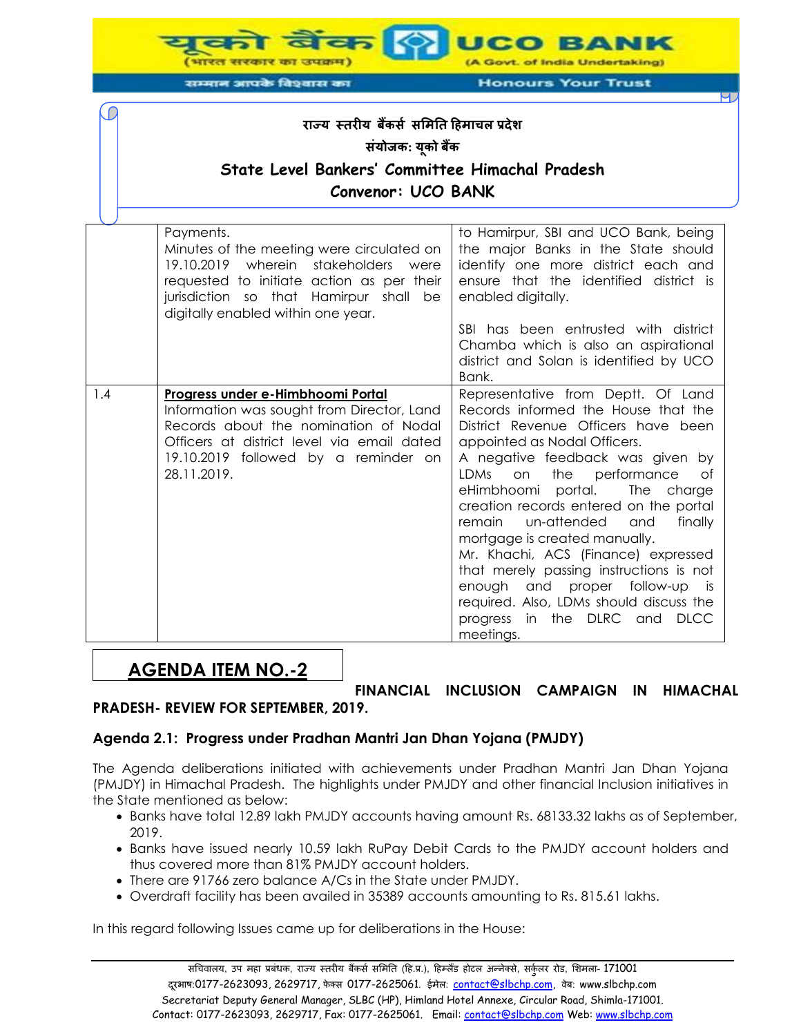| | | |
|---|---|---|
| | Payments. Minutes of the meeting were circulated on 19.10.2019 wherein stakeholders were requested to initiate action as per their jurisdiction so that Hamirpur shall be digitally enabled within one year. | to Hamirpur, SBI and UCO Bank, being the major Banks in the State should identify one more district each and ensure that the identified district is enabled digitally.<br><br>SBI has been entrusted with district Chamba which is also an aspirational district and Solan is identified by UCO Bank. |
| 1.4 | **Progress under e-Himbhoomi Portal**<br>Information was sought from Director, Land Records about the nomination of Nodal Officers at district level via email dated 19.10.2019 followed by a reminder on 28.11.2019. | Representative from Deptt. Of Land Records informed the House that the District Revenue Officers have been appointed as Nodal Officers.<br>A negative feedback was given by LDMs on the performance of eHimbhoomi portal. The charge creation records entered on the portal remain un-attended and finally mortgage is created manually.<br>Mr. Khachi, ACS (Finance) expressed that merely passing instructions is not enough and proper follow-up is required. Also, LDMs should discuss the progress in the DLRC and DLCC meetings. |

## AGENDA ITEM NO.-2

**FINANCIAL INCLUSION CAMPAIGN IN HIMACHAL PRADESH- REVIEW FOR SEPTEMBER, 2019.**

### Agenda 2.1: Progress under Pradhan Mantri Jan Dhan Yojana (PMJDY)

The Agenda deliberations initiated with achievements under Pradhan Mantri Jan Dhan Yojana (PMJDY) in Himachal Pradesh. The highlights under PMJDY and other financial Inclusion initiatives in the State mentioned as below:

- Banks have total 12.89 lakh PMJDY accounts having amount Rs. 68133.32 lakhs as of September, 2019.
- Banks have issued nearly 10.59 lakh RuPay Debit Cards to the PMJDY account holders and thus covered more than 81% PMJDY account holders.
- There are 91766 zero balance A/Cs in the State under PMJDY.
- Overdraft facility has been availed in 35389 accounts amounting to Rs. 815.61 lakhs.

In this regard following Issues came up for deliberations in the House: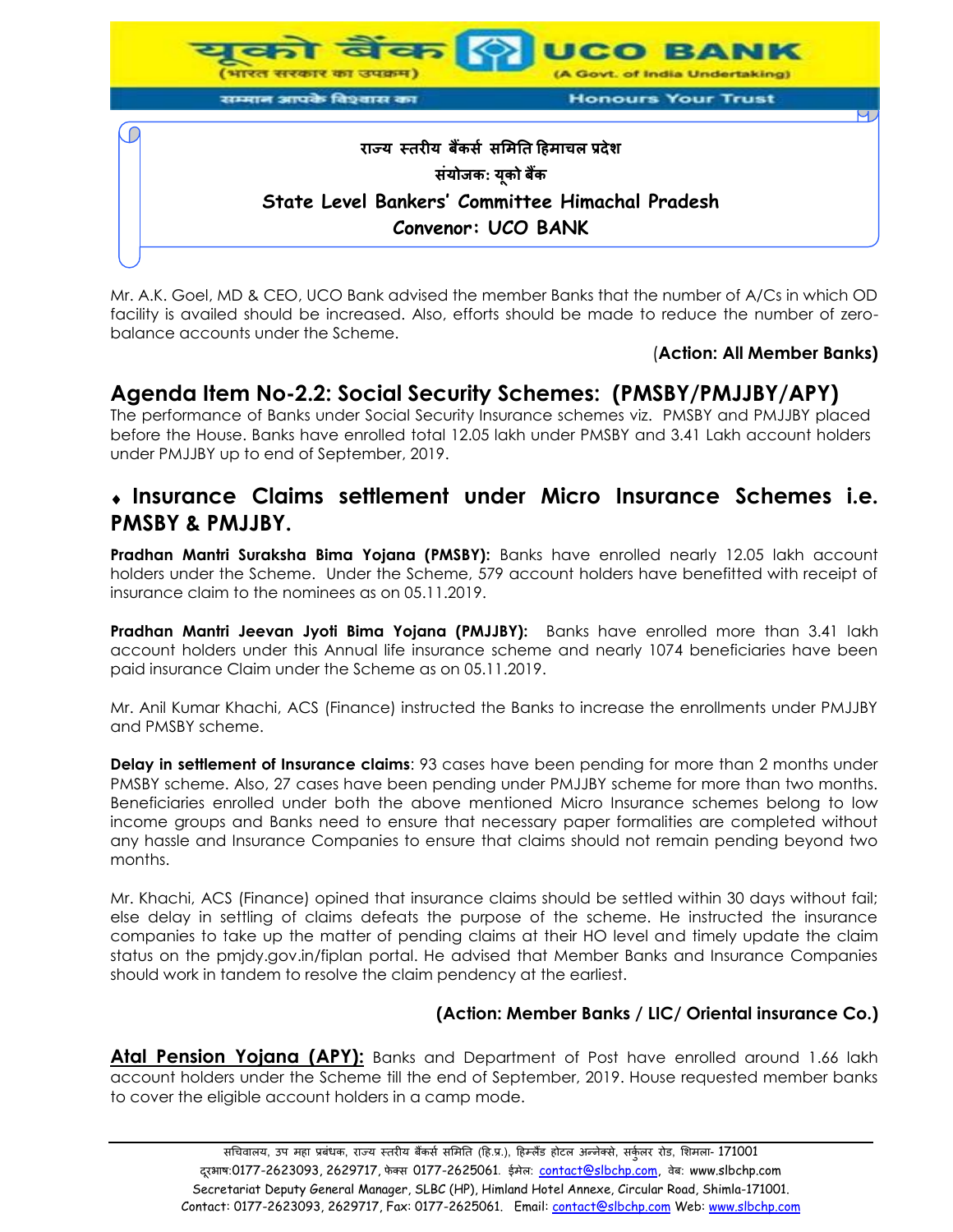Mr. A.K. Goel, MD & CEO, UCO Bank advised the member Banks that the number of A/Cs in which OD facility is availed should be increased. Also, efforts should be made to reduce the number of zero-balance accounts under the Scheme.

(**Action: All Member Banks)**

## Agenda Item No-2.2: Social Security Schemes: (PMSBY/PMJJBY/APY)

The performance of Banks under Social Security Insurance schemes viz. PMSBY and PMJJBY placed before the House. Banks have enrolled total 12.05 lakh under PMSBY and 3.41 Lakh account holders under PMJJBY up to end of September, 2019.

### ♦ Insurance Claims settlement under Micro Insurance Schemes i.e. PMSBY & PMJJBY.

**Pradhan Mantri Suraksha Bima Yojana (PMSBY):** Banks have enrolled nearly 12.05 lakh account holders under the Scheme. Under the Scheme, 579 account holders have benefitted with receipt of insurance claim to the nominees as on 05.11.2019.

**Pradhan Mantri Jeevan Jyoti Bima Yojana (PMJJBY):** Banks have enrolled more than 3.41 lakh account holders under this Annual life insurance scheme and nearly 1074 beneficiaries have been paid insurance Claim under the Scheme as on 05.11.2019.

Mr. Anil Kumar Khachi, ACS (Finance) instructed the Banks to increase the enrollments under PMJJBY and PMSBY scheme.

**Delay in settlement of Insurance claims**: 93 cases have been pending for more than 2 months under PMSBY scheme. Also, 27 cases have been pending under PMJJBY scheme for more than two months. Beneficiaries enrolled under both the above mentioned Micro Insurance schemes belong to low income groups and Banks need to ensure that necessary paper formalities are completed without any hassle and Insurance Companies to ensure that claims should not remain pending beyond two months.

Mr. Khachi, ACS (Finance) opined that insurance claims should be settled within 30 days without fail; else delay in settling of claims defeats the purpose of the scheme. He instructed the insurance companies to take up the matter of pending claims at their HO level and timely update the claim status on the pmjdy.gov.in/fiplan portal. He advised that Member Banks and Insurance Companies should work in tandem to resolve the claim pendency at the earliest.

**(Action: Member Banks / LIC/ Oriental insurance Co.)**

**Atal Pension Yojana (APY):** Banks and Department of Post have enrolled around 1.66 lakh account holders under the Scheme till the end of September, 2019. House requested member banks to cover the eligible account holders in a camp mode.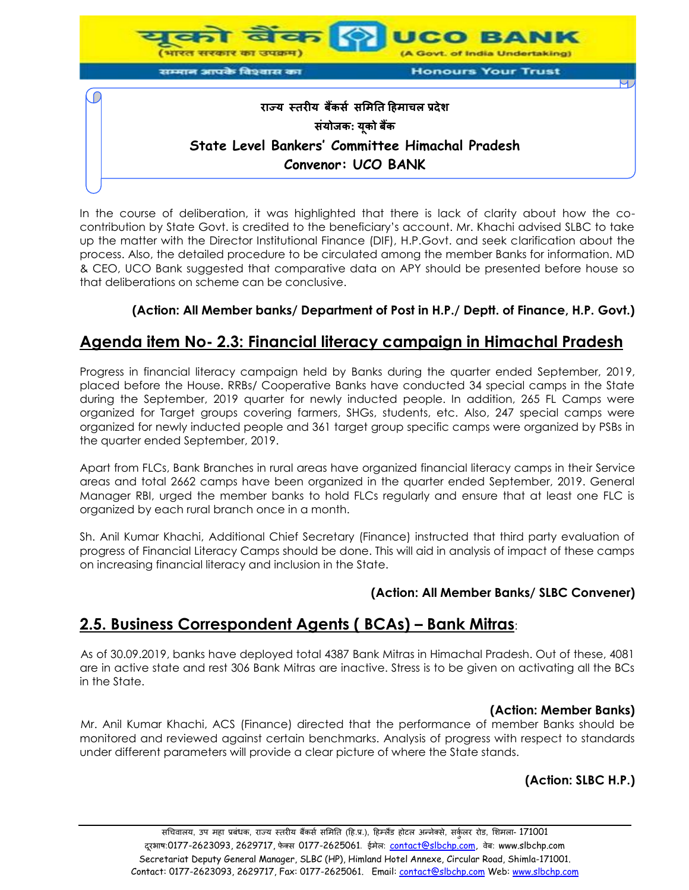In the course of deliberation, it was highlighted that there is lack of clarity about how the co-contribution by State Govt. is credited to the beneficiary's account. Mr. Khachi advised SLBC to take up the matter with the Director Institutional Finance (DIF), H.P.Govt. and seek clarification about the process. Also, the detailed procedure to be circulated among the member Banks for information. MD & CEO, UCO Bank suggested that comparative data on APY should be presented before house so that deliberations on scheme can be conclusive.

**(Action: All Member banks/ Department of Post in H.P./ Deptt. of Finance, H.P. Govt.)**

## Agenda item No- 2.3: Financial literacy campaign in Himachal Pradesh

Progress in financial literacy campaign held by Banks during the quarter ended September, 2019, placed before the House. RRBs/ Cooperative Banks have conducted 34 special camps in the State during the September, 2019 quarter for newly inducted people. In addition, 265 FL Camps were organized for Target groups covering farmers, SHGs, students, etc. Also, 247 special camps were organized for newly inducted people and 361 target group specific camps were organized by PSBs in the quarter ended September, 2019.

Apart from FLCs, Bank Branches in rural areas have organized financial literacy camps in their Service areas and total 2662 camps have been organized in the quarter ended September, 2019. General Manager RBI, urged the member banks to hold FLCs regularly and ensure that at least one FLC is organized by each rural branch once in a month.

Sh. Anil Kumar Khachi, Additional Chief Secretary (Finance) instructed that third party evaluation of progress of Financial Literacy Camps should be done. This will aid in analysis of impact of these camps on increasing financial literacy and inclusion in the State.

**(Action: All Member Banks/ SLBC Convener)**

## 2.5. Business Correspondent Agents ( BCAs) – Bank Mitras:

As of 30.09.2019, banks have deployed total 4387 Bank Mitras in Himachal Pradesh. Out of these, 4081 are in active state and rest 306 Bank Mitras are inactive. Stress is to be given on activating all the BCs in the State.

**(Action: Member Banks)**

Mr. Anil Kumar Khachi, ACS (Finance) directed that the performance of member Banks should be monitored and reviewed against certain benchmarks. Analysis of progress with respect to standards under different parameters will provide a clear picture of where the State stands.

**(Action: SLBC H.P.)**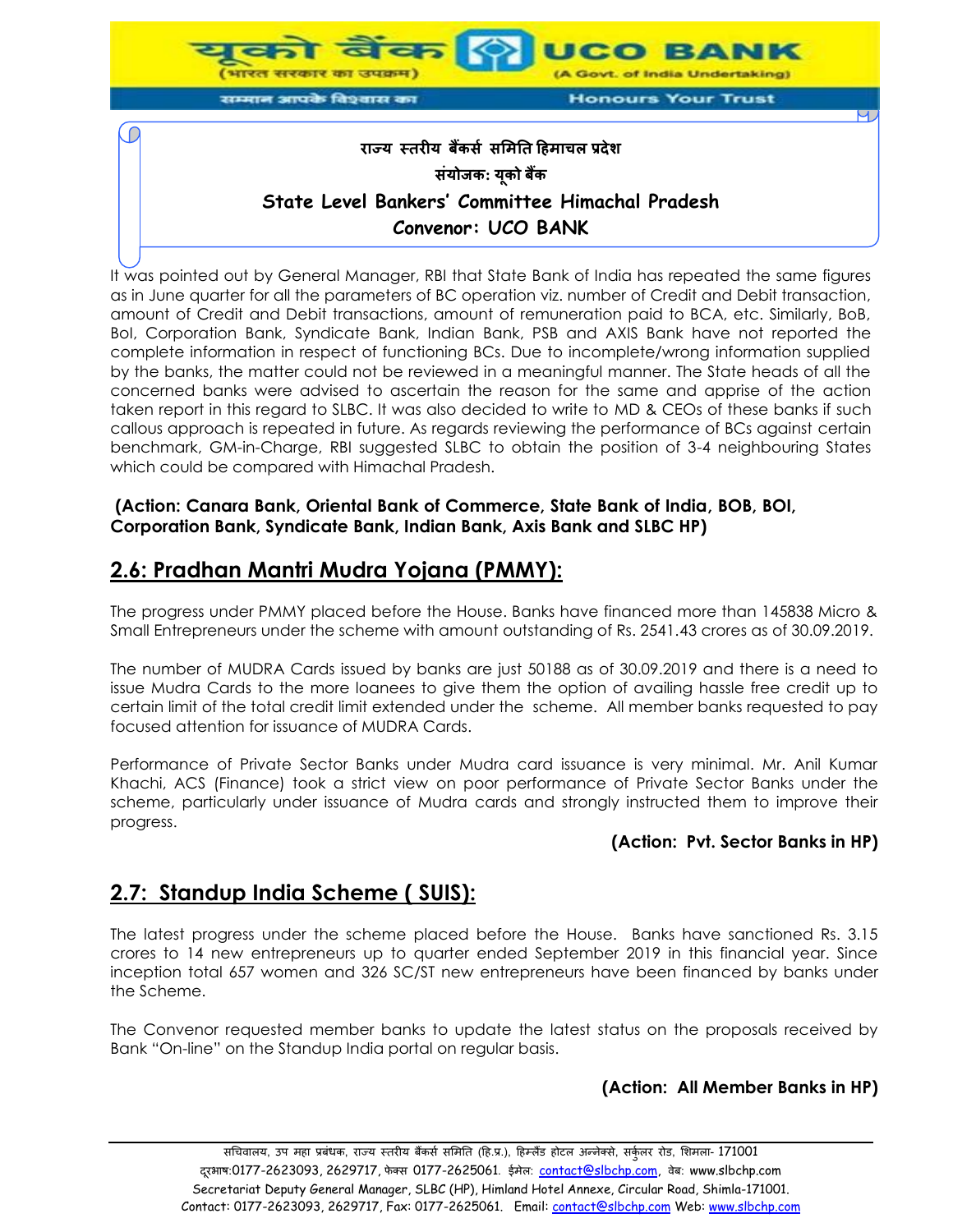It was pointed out by General Manager, RBI that State Bank of India has repeated the same figures as in June quarter for all the parameters of BC operation viz. number of Credit and Debit transaction, amount of Credit and Debit transactions, amount of remuneration paid to BCA, etc. Similarly, BoB, BoI, Corporation Bank, Syndicate Bank, Indian Bank, PSB and AXIS Bank have not reported the complete information in respect of functioning BCs. Due to incomplete/wrong information supplied by the banks, the matter could not be reviewed in a meaningful manner. The State heads of all the concerned banks were advised to ascertain the reason for the same and apprise of the action taken report in this regard to SLBC. It was also decided to write to MD & CEOs of these banks if such callous approach is repeated in future. As regards reviewing the performance of BCs against certain benchmark, GM-in-Charge, RBI suggested SLBC to obtain the position of 3-4 neighbouring States which could be compared with Himachal Pradesh.

**(Action: Canara Bank, Oriental Bank of Commerce, State Bank of India, BOB, BOI, Corporation Bank, Syndicate Bank, Indian Bank, Axis Bank and SLBC HP)**

## 2.6: Pradhan Mantri Mudra Yojana (PMMY):

The progress under PMMY placed before the House. Banks have financed more than 145838 Micro & Small Entrepreneurs under the scheme with amount outstanding of Rs. 2541.43 crores as of 30.09.2019.

The number of MUDRA Cards issued by banks are just 50188 as of 30.09.2019 and there is a need to issue Mudra Cards to the more loanees to give them the option of availing hassle free credit up to certain limit of the total credit limit extended under the scheme. All member banks requested to pay focused attention for issuance of MUDRA Cards.

Performance of Private Sector Banks under Mudra card issuance is very minimal. Mr. Anil Kumar Khachi, ACS (Finance) took a strict view on poor performance of Private Sector Banks under the scheme, particularly under issuance of Mudra cards and strongly instructed them to improve their progress.

**(Action: Pvt. Sector Banks in HP)**

## 2.7: Standup India Scheme ( SUIS):

The latest progress under the scheme placed before the House. Banks have sanctioned Rs. 3.15 crores to 14 new entrepreneurs up to quarter ended September 2019 in this financial year. Since inception total 657 women and 326 SC/ST new entrepreneurs have been financed by banks under the Scheme.

The Convenor requested member banks to update the latest status on the proposals received by Bank "On-line" on the Standup India portal on regular basis.

**(Action: All Member Banks in HP)**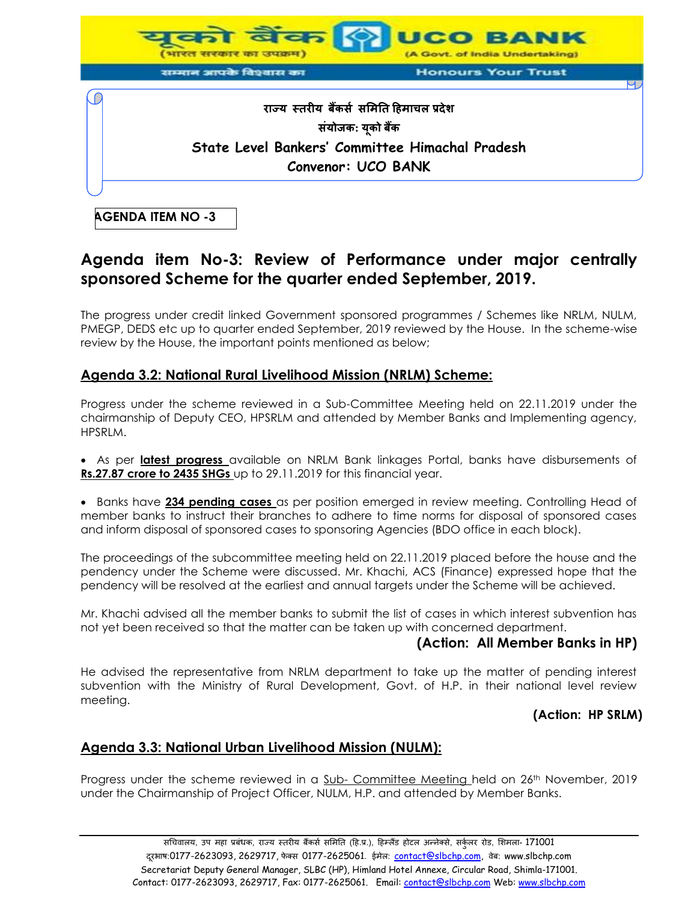राज्य स्तरीय बैंकर्स समिति हिमाचल प्रदेश

संयोजक: यूको बैंक

**State Level Bankers' Committee Himachal Pradesh**

**Convenor: UCO BANK**

**AGENDA ITEM NO -3**

# Agenda item No-3: Review of Performance under major centrally sponsored Scheme for the quarter ended September, 2019.

The progress under credit linked Government sponsored programmes / Schemes like NRLM, NULM, PMEGP, DEDS etc up to quarter ended September, 2019 reviewed by the House. In the scheme-wise review by the House, the important points mentioned as below;

## Agenda 3.2: National Rural Livelihood Mission (NRLM) Scheme:

Progress under the scheme reviewed in a Sub-Committee Meeting held on 22.11.2019 under the chairmanship of Deputy CEO, HPSRLM and attended by Member Banks and Implementing agency, HPSRLM.

- As per **latest progress** available on NRLM Bank linkages Portal, banks have disbursements of **Rs.27.87 crore to 2435 SHGs** up to 29.11.2019 for this financial year.

- Banks have **234 pending cases** as per position emerged in review meeting. Controlling Head of member banks to instruct their branches to adhere to time norms for disposal of sponsored cases and inform disposal of sponsored cases to sponsoring Agencies (BDO office in each block).

The proceedings of the subcommittee meeting held on 22.11.2019 placed before the house and the pendency under the Scheme were discussed. Mr. Khachi, ACS (Finance) expressed hope that the pendency will be resolved at the earliest and annual targets under the Scheme will be achieved.

Mr. Khachi advised all the member banks to submit the list of cases in which interest subvention has not yet been received so that the matter can be taken up with concerned department.

**(Action: All Member Banks in HP)**

He advised the representative from NRLM department to take up the matter of pending interest subvention with the Ministry of Rural Development, Govt. of H.P. in their national level review meeting.

**(Action: HP SRLM)**

## Agenda 3.3: National Urban Livelihood Mission (NULM):

Progress under the scheme reviewed in a Sub- Committee Meeting held on 26th November, 2019 under the Chairmanship of Project Officer, NULM, H.P. and attended by Member Banks.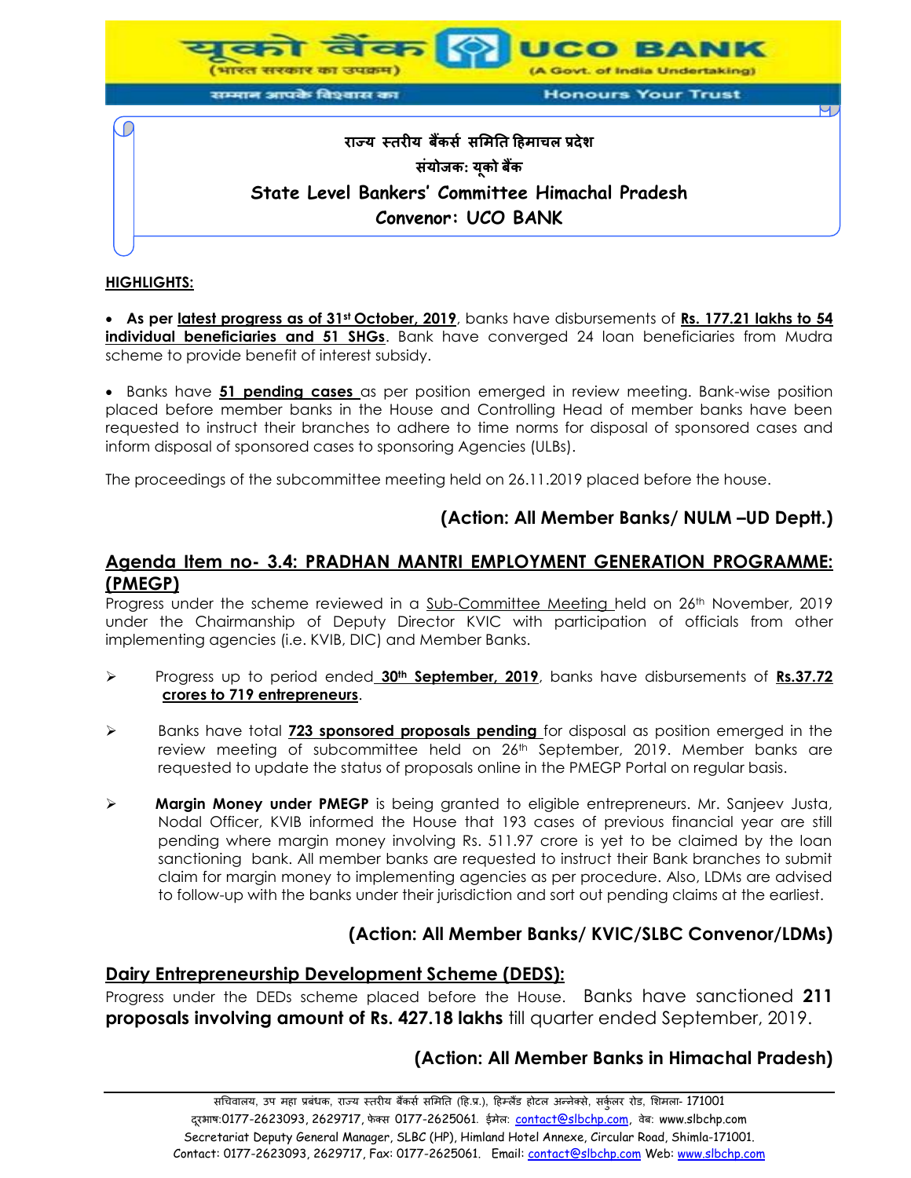**HIGHLIGHTS:**

- **As per latest progress as of 31st October, 2019**, banks have disbursements of **Rs. 177.21 lakhs to 54 individual beneficiaries and 51 SHGs**. Bank have converged 24 loan beneficiaries from Mudra scheme to provide benefit of interest subsidy.

- Banks have **51 pending cases** as per position emerged in review meeting. Bank-wise position placed before member banks in the House and Controlling Head of member banks have been requested to instruct their branches to adhere to time norms for disposal of sponsored cases and inform disposal of sponsored cases to sponsoring Agencies (ULBs).

The proceedings of the subcommittee meeting held on 26.11.2019 placed before the house.

**(Action: All Member Banks/ NULM –UD Deptt.)**

## Agenda Item no- 3.4: PRADHAN MANTRI EMPLOYMENT GENERATION PROGRAMME: (PMEGP)

Progress under the scheme reviewed in a Sub-Committee Meeting held on 26th November, 2019 under the Chairmanship of Deputy Director KVIC with participation of officials from other implementing agencies (i.e. KVIB, DIC) and Member Banks.

- Progress up to period ended **30th September, 2019**, banks have disbursements of **Rs.37.72 crores to 719 entrepreneurs**.

- Banks have total **723 sponsored proposals pending** for disposal as position emerged in the review meeting of subcommittee held on 26th September, 2019. Member banks are requested to update the status of proposals online in the PMEGP Portal on regular basis.

- **Margin Money under PMEGP** is being granted to eligible entrepreneurs. Mr. Sanjeev Justa, Nodal Officer, KVIB informed the House that 193 cases of previous financial year are still pending where margin money involving Rs. 511.97 crore is yet to be claimed by the loan sanctioning bank. All member banks are requested to instruct their Bank branches to submit claim for margin money to implementing agencies as per procedure. Also, LDMs are advised to follow-up with the banks under their jurisdiction and sort out pending claims at the earliest.

**(Action: All Member Banks/ KVIC/SLBC Convenor/LDMs)**

## Dairy Entrepreneurship Development Scheme (DEDS):

Progress under the DEDs scheme placed before the House. Banks have sanctioned **211 proposals involving amount of Rs. 427.18 lakhs** till quarter ended September, 2019.

**(Action: All Member Banks in Himachal Pradesh)**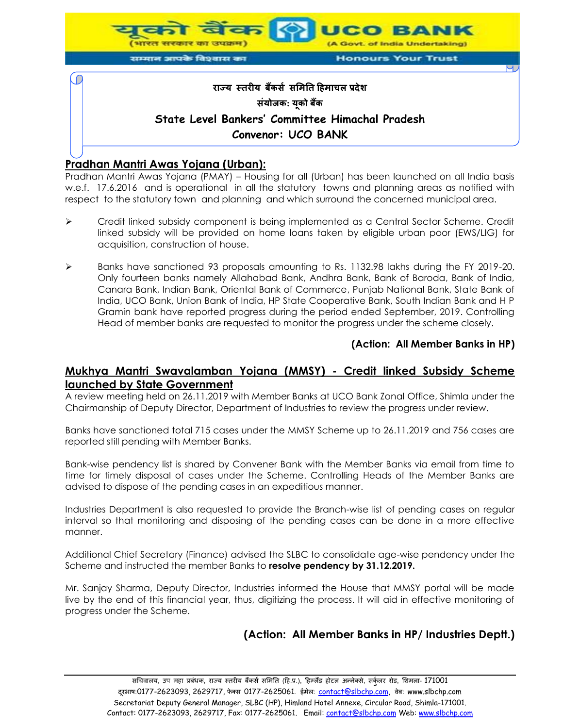राज्य स्तरीय बैंकर्स समिति हिमाचल प्रदेश

संयोजक: यूको बैंक

**State Level Bankers' Committee Himachal Pradesh**

**Convenor: UCO BANK**

## Pradhan Mantri Awas Yojana (Urban):

Pradhan Mantri Awas Yojana (PMAY) – Housing for all (Urban) has been launched on all India basis w.e.f. 17.6.2016 and is operational in all the statutory towns and planning areas as notified with respect to the statutory town and planning and which surround the concerned municipal area.

- Credit linked subsidy component is being implemented as a Central Sector Scheme. Credit linked subsidy will be provided on home loans taken by eligible urban poor (EWS/LIG) for acquisition, construction of house.

- Banks have sanctioned 93 proposals amounting to Rs. 1132.98 lakhs during the FY 2019-20. Only fourteen banks namely Allahabad Bank, Andhra Bank, Bank of Baroda, Bank of India, Canara Bank, Indian Bank, Oriental Bank of Commerce, Punjab National Bank, State Bank of India, UCO Bank, Union Bank of India, HP State Cooperative Bank, South Indian Bank and H P Gramin bank have reported progress during the period ended September, 2019. Controlling Head of member banks are requested to monitor the progress under the scheme closely.

**(Action: All Member Banks in HP)**

## Mukhya Mantri Swavalamban Yojana (MMSY) - Credit linked Subsidy Scheme launched by State Government

A review meeting held on 26.11.2019 with Member Banks at UCO Bank Zonal Office, Shimla under the Chairmanship of Deputy Director, Department of Industries to review the progress under review.

Banks have sanctioned total 715 cases under the MMSY Scheme up to 26.11.2019 and 756 cases are reported still pending with Member Banks.

Bank-wise pendency list is shared by Convener Bank with the Member Banks via email from time to time for timely disposal of cases under the Scheme. Controlling Heads of the Member Banks are advised to dispose of the pending cases in an expeditious manner.

Industries Department is also requested to provide the Branch-wise list of pending cases on regular interval so that monitoring and disposing of the pending cases can be done in a more effective manner.

Additional Chief Secretary (Finance) advised the SLBC to consolidate age-wise pendency under the Scheme and instructed the member Banks to **resolve pendency by 31.12.2019.**

Mr. Sanjay Sharma, Deputy Director, Industries informed the House that MMSY portal will be made live by the end of this financial year, thus, digitizing the process. It will aid in effective monitoring of progress under the Scheme.

**(Action: All Member Banks in HP/ Industries Deptt.)**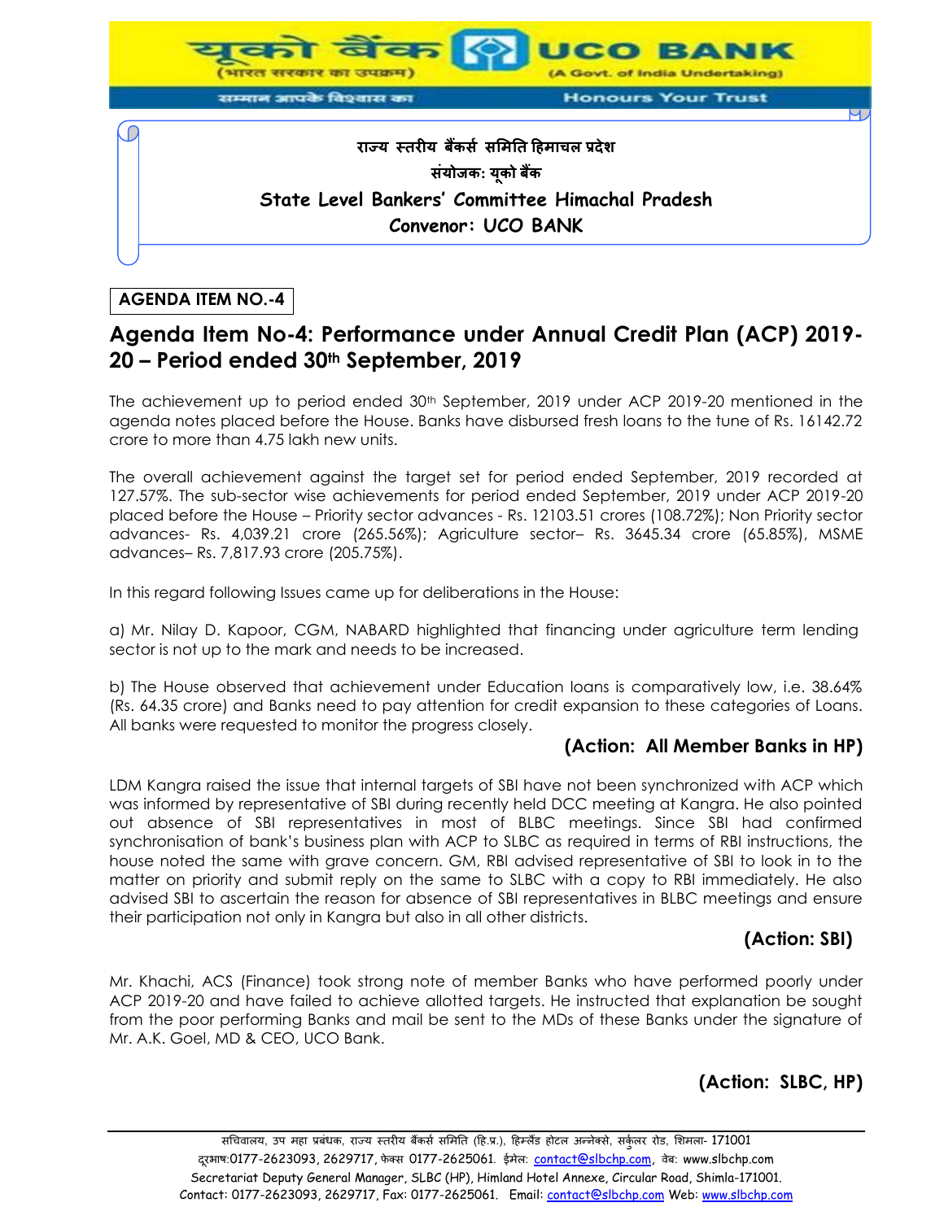राज्य स्तरीय बैंकर्स समिति हिमाचल प्रदेश

संयोजक: यूको बैंक

**State Level Bankers' Committee Himachal Pradesh**

**Convenor: UCO BANK**

**AGENDA ITEM NO.-4**

## Agenda Item No-4: Performance under Annual Credit Plan (ACP) 2019-20 – Period ended 30th September, 2019

The achievement up to period ended 30th September, 2019 under ACP 2019-20 mentioned in the agenda notes placed before the House. Banks have disbursed fresh loans to the tune of Rs. 16142.72 crore to more than 4.75 lakh new units.

The overall achievement against the target set for period ended September, 2019 recorded at 127.57%. The sub-sector wise achievements for period ended September, 2019 under ACP 2019-20 placed before the House – Priority sector advances - Rs. 12103.51 crores (108.72%); Non Priority sector advances- Rs. 4,039.21 crore (265.56%); Agriculture sector– Rs. 3645.34 crore (65.85%), MSME advances– Rs. 7,817.93 crore (205.75%).

In this regard following Issues came up for deliberations in the House:

a) Mr. Nilay D. Kapoor, CGM, NABARD highlighted that financing under agriculture term lending sector is not up to the mark and needs to be increased.

b) The House observed that achievement under Education loans is comparatively low, i.e. 38.64% (Rs. 64.35 crore) and Banks need to pay attention for credit expansion to these categories of Loans. All banks were requested to monitor the progress closely.

**(Action: All Member Banks in HP)**

LDM Kangra raised the issue that internal targets of SBI have not been synchronized with ACP which was informed by representative of SBI during recently held DCC meeting at Kangra. He also pointed out absence of SBI representatives in most of BLBC meetings. Since SBI had confirmed synchronisation of bank's business plan with ACP to SLBC as required in terms of RBI instructions, the house noted the same with grave concern. GM, RBI advised representative of SBI to look in to the matter on priority and submit reply on the same to SLBC with a copy to RBI immediately. He also advised SBI to ascertain the reason for absence of SBI representatives in BLBC meetings and ensure their participation not only in Kangra but also in all other districts.

**(Action: SBI)**

Mr. Khachi, ACS (Finance) took strong note of member Banks who have performed poorly under ACP 2019-20 and have failed to achieve allotted targets. He instructed that explanation be sought from the poor performing Banks and mail be sent to the MDs of these Banks under the signature of Mr. A.K. Goel, MD & CEO, UCO Bank.

**(Action: SLBC, HP)**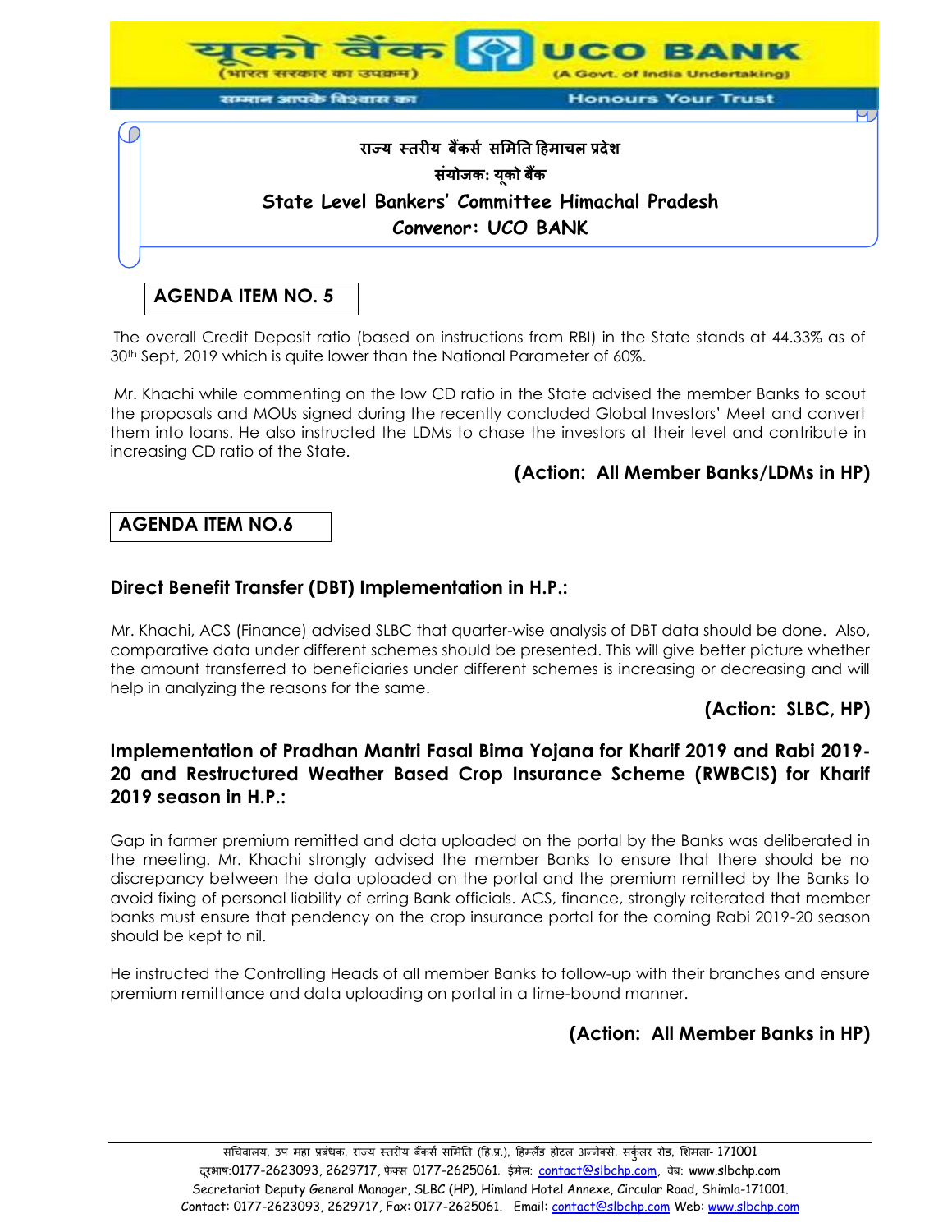राज्य स्तरीय बैंकर्स समिति हिमाचल प्रदेश

संयोजक: यूको बैंक

**State Level Bankers' Committee Himachal Pradesh**

**Convenor: UCO BANK**

## AGENDA ITEM NO. 5

The overall Credit Deposit ratio (based on instructions from RBI) in the State stands at 44.33% as of 30th Sept, 2019 which is quite lower than the National Parameter of 60%.

Mr. Khachi while commenting on the low CD ratio in the State advised the member Banks to scout the proposals and MOUs signed during the recently concluded Global Investors' Meet and convert them into loans. He also instructed the LDMs to chase the investors at their level and contribute in increasing CD ratio of the State.

**(Action: All Member Banks/LDMs in HP)**

## AGENDA ITEM NO.6

### Direct Benefit Transfer (DBT) Implementation in H.P.:

Mr. Khachi, ACS (Finance) advised SLBC that quarter-wise analysis of DBT data should be done. Also, comparative data under different schemes should be presented. This will give better picture whether the amount transferred to beneficiaries under different schemes is increasing or decreasing and will help in analyzing the reasons for the same.

**(Action: SLBC, HP)**

### Implementation of Pradhan Mantri Fasal Bima Yojana for Kharif 2019 and Rabi 2019-20 and Restructured Weather Based Crop Insurance Scheme (RWBCIS) for Kharif 2019 season in H.P.:

Gap in farmer premium remitted and data uploaded on the portal by the Banks was deliberated in the meeting. Mr. Khachi strongly advised the member Banks to ensure that there should be no discrepancy between the data uploaded on the portal and the premium remitted by the Banks to avoid fixing of personal liability of erring Bank officials. ACS, finance, strongly reiterated that member banks must ensure that pendency on the crop insurance portal for the coming Rabi 2019-20 season should be kept to nil.

He instructed the Controlling Heads of all member Banks to follow-up with their branches and ensure premium remittance and data uploading on portal in a time-bound manner.

**(Action: All Member Banks in HP)**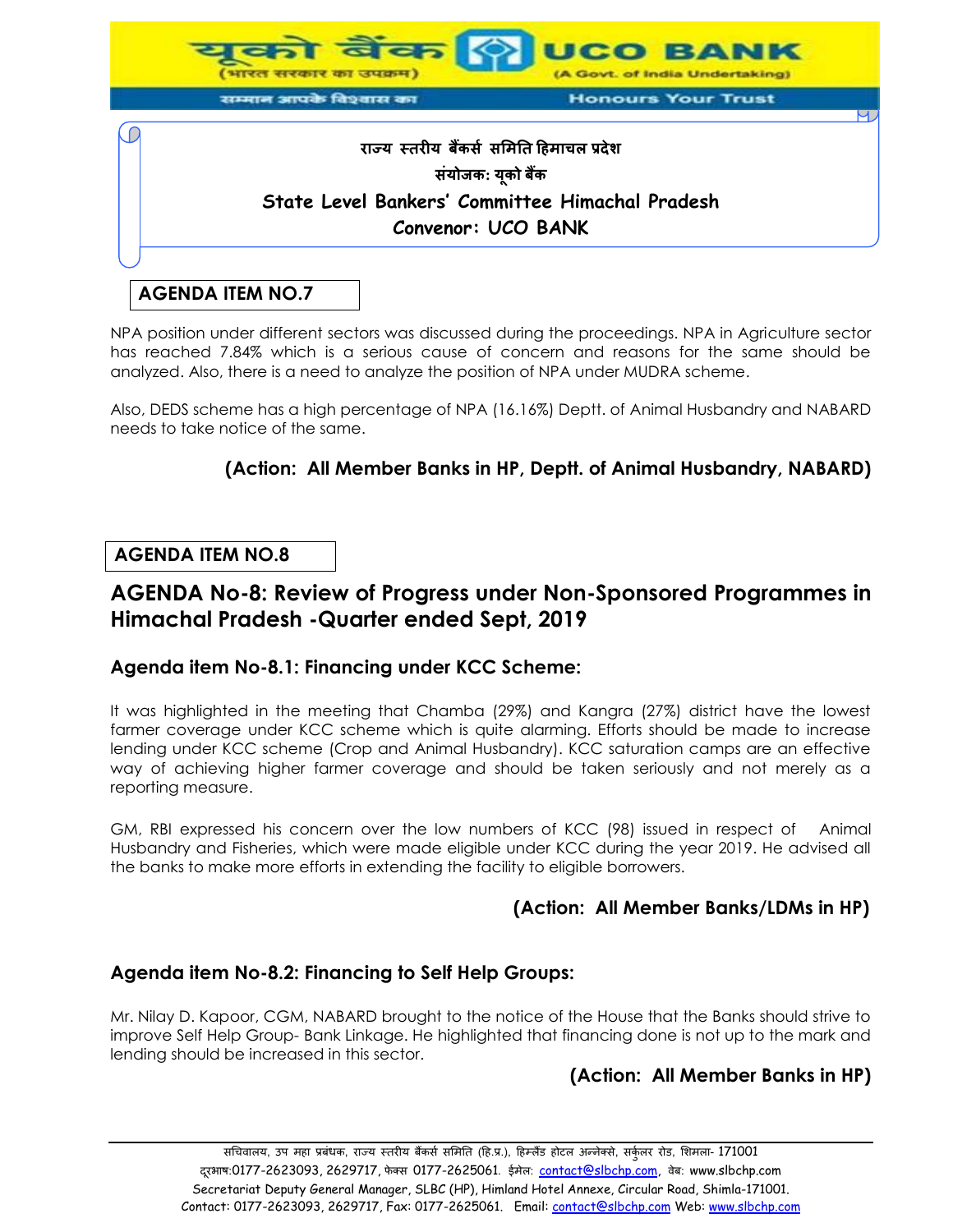राज्य स्तरीय बैंकर्स समिति हिमाचल प्रदेश

संयोजक: यूको बैंक

State Level Bankers' Committee Himachal Pradesh

Convenor: UCO BANK

**AGENDA ITEM NO.7**

NPA position under different sectors was discussed during the proceedings. NPA in Agriculture sector has reached 7.84% which is a serious cause of concern and reasons for the same should be analyzed. Also, there is a need to analyze the position of NPA under MUDRA scheme.

Also, DEDS scheme has a high percentage of NPA (16.16%) Deptt. of Animal Husbandry and NABARD needs to take notice of the same.

**(Action: All Member Banks in HP, Deptt. of Animal Husbandry, NABARD)**

**AGENDA ITEM NO.8**

## AGENDA No-8: Review of Progress under Non-Sponsored Programmes in Himachal Pradesh -Quarter ended Sept, 2019

### Agenda item No-8.1: Financing under KCC Scheme:

It was highlighted in the meeting that Chamba (29%) and Kangra (27%) district have the lowest farmer coverage under KCC scheme which is quite alarming. Efforts should be made to increase lending under KCC scheme (Crop and Animal Husbandry). KCC saturation camps are an effective way of achieving higher farmer coverage and should be taken seriously and not merely as a reporting measure.

GM, RBI expressed his concern over the low numbers of KCC (98) issued in respect of Animal Husbandry and Fisheries, which were made eligible under KCC during the year 2019. He advised all the banks to make more efforts in extending the facility to eligible borrowers.

**(Action: All Member Banks/LDMs in HP)**

### Agenda item No-8.2: Financing to Self Help Groups:

Mr. Nilay D. Kapoor, CGM, NABARD brought to the notice of the House that the Banks should strive to improve Self Help Group- Bank Linkage. He highlighted that financing done is not up to the mark and lending should be increased in this sector.

**(Action: All Member Banks in HP)**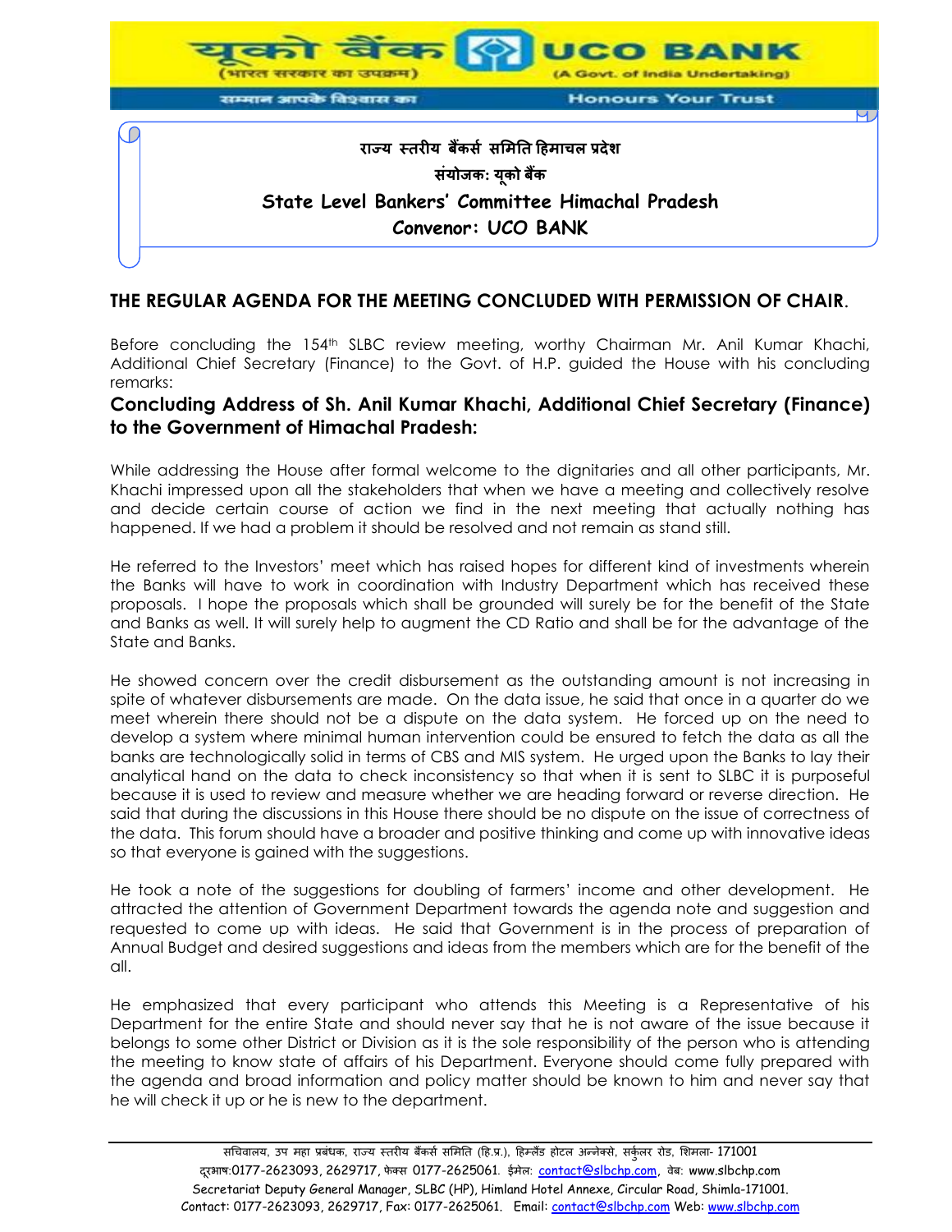## THE REGULAR AGENDA FOR THE MEETING CONCLUDED WITH PERMISSION OF CHAIR.

Before concluding the 154th SLBC review meeting, worthy Chairman Mr. Anil Kumar Khachi, Additional Chief Secretary (Finance) to the Govt. of H.P. guided the House with his concluding remarks:

### Concluding Address of Sh. Anil Kumar Khachi, Additional Chief Secretary (Finance) to the Government of Himachal Pradesh:

While addressing the House after formal welcome to the dignitaries and all other participants, Mr. Khachi impressed upon all the stakeholders that when we have a meeting and collectively resolve and decide certain course of action we find in the next meeting that actually nothing has happened. If we had a problem it should be resolved and not remain as stand still.

He referred to the Investors' meet which has raised hopes for different kind of investments wherein the Banks will have to work in coordination with Industry Department which has received these proposals. I hope the proposals which shall be grounded will surely be for the benefit of the State and Banks as well. It will surely help to augment the CD Ratio and shall be for the advantage of the State and Banks.

He showed concern over the credit disbursement as the outstanding amount is not increasing in spite of whatever disbursements are made. On the data issue, he said that once in a quarter do we meet wherein there should not be a dispute on the data system. He forced up on the need to develop a system where minimal human intervention could be ensured to fetch the data as all the banks are technologically solid in terms of CBS and MIS system. He urged upon the Banks to lay their analytical hand on the data to check inconsistency so that when it is sent to SLBC it is purposeful because it is used to review and measure whether we are heading forward or reverse direction. He said that during the discussions in this House there should be no dispute on the issue of correctness of the data. This forum should have a broader and positive thinking and come up with innovative ideas so that everyone is gained with the suggestions.

He took a note of the suggestions for doubling of farmers' income and other development. He attracted the attention of Government Department towards the agenda note and suggestion and requested to come up with ideas. He said that Government is in the process of preparation of Annual Budget and desired suggestions and ideas from the members which are for the benefit of the all.

He emphasized that every participant who attends this Meeting is a Representative of his Department for the entire State and should never say that he is not aware of the issue because it belongs to some other District or Division as it is the sole responsibility of the person who is attending the meeting to know state of affairs of his Department. Everyone should come fully prepared with the agenda and broad information and policy matter should be known to him and never say that he will check it up or he is new to the department.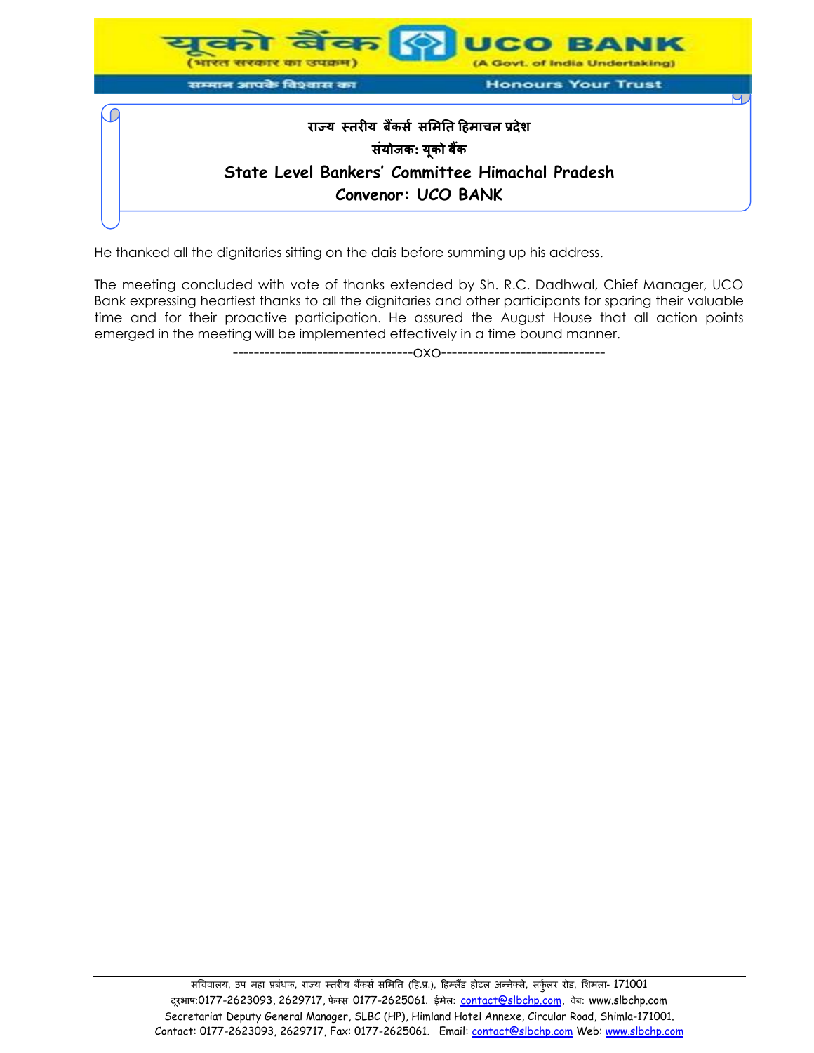He thanked all the dignitaries sitting on the dais before summing up his address.

The meeting concluded with vote of thanks extended by Sh. R.C. Dadhwal, Chief Manager, UCO Bank expressing heartiest thanks to all the dignitaries and other participants for sparing their valuable time and for their proactive participation. He assured the August House that all action points emerged in the meeting will be implemented effectively in a time bound manner.

----------------------------------OXO-------------------------------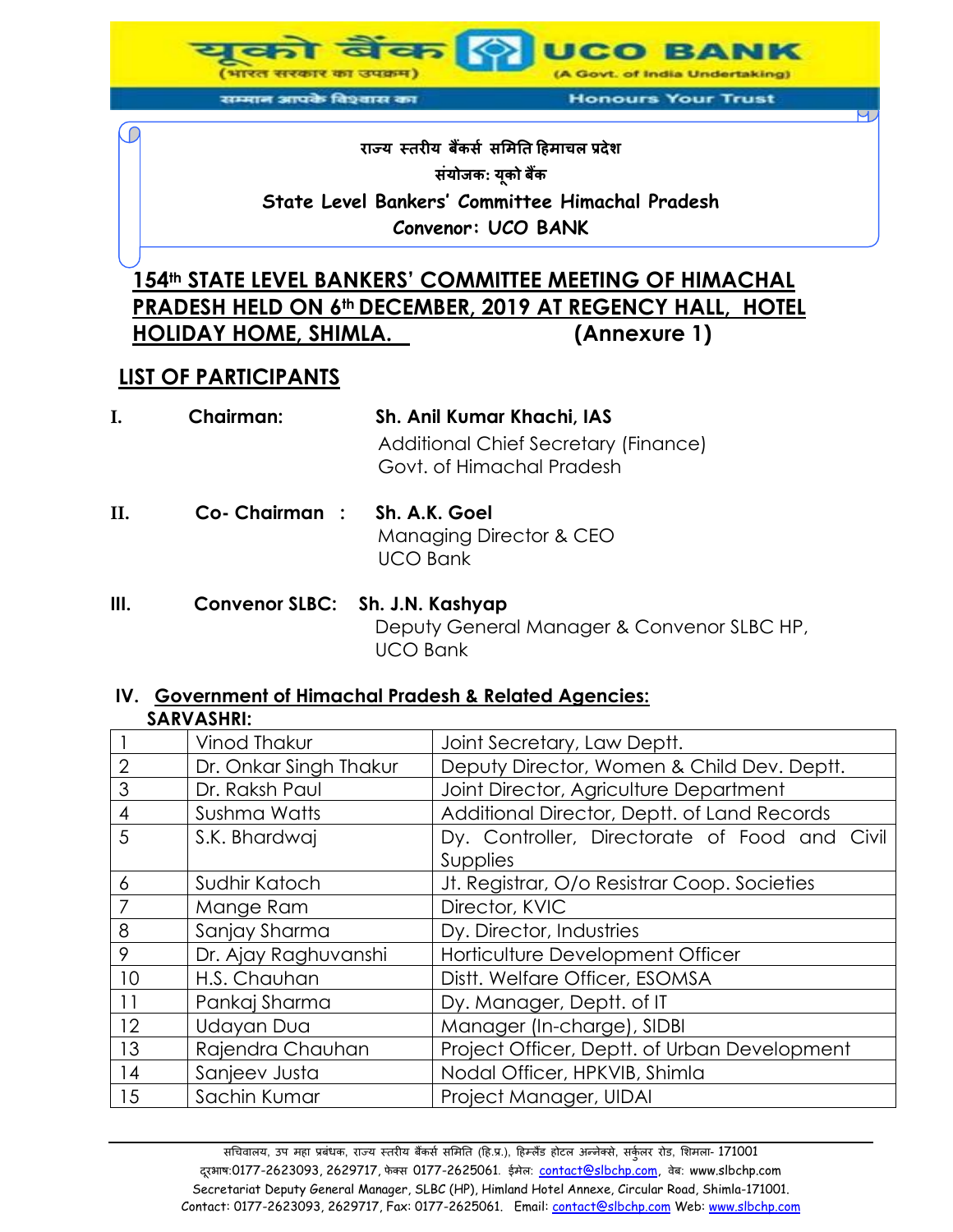राज्य स्तरीय बैंकर्स समिति हिमाचल प्रदेश

संयोजक: यूको बैंक

**State Level Bankers' Committee Himachal Pradesh**

**Convenor: UCO BANK**

## 154th STATE LEVEL BANKERS' COMMITTEE MEETING OF HIMACHAL PRADESH HELD ON 6th DECEMBER, 2019 AT REGENCY HALL, HOTEL HOLIDAY HOME, SHIMLA. (Annexure 1)

## LIST OF PARTICIPANTS

**I. Chairman:** **Sh. Anil Kumar Khachi, IAS**
Additional Chief Secretary (Finance)
Govt. of Himachal Pradesh

**II. Co- Chairman :** **Sh. A.K. Goel**
Managing Director & CEO
UCO Bank

**III. Convenor SLBC:** **Sh. J.N. Kashyap**
Deputy General Manager & Convenor SLBC HP,
UCO Bank

### IV. Government of Himachal Pradesh & Related Agencies:

**SARVASHRI:**

| | | |
|---|---|---|
| 1 | Vinod Thakur | Joint Secretary, Law Deptt. |
| 2 | Dr. Onkar Singh Thakur | Deputy Director, Women & Child Dev. Deptt. |
| 3 | Dr. Raksh Paul | Joint Director, Agriculture Department |
| 4 | Sushma Watts | Additional Director, Deptt. of Land Records |
| 5 | S.K. Bhardwaj | Dy. Controller, Directorate of Food and Civil Supplies |
| 6 | Sudhir Katoch | Jt. Registrar, O/o Resistrar Coop. Societies |
| 7 | Mange Ram | Director, KVIC |
| 8 | Sanjay Sharma | Dy. Director, Industries |
| 9 | Dr. Ajay Raghuvanshi | Horticulture Development Officer |
| 10 | H.S. Chauhan | Distt. Welfare Officer, ESOMSA |
| 11 | Pankaj Sharma | Dy. Manager, Deptt. of IT |
| 12 | Udayan Dua | Manager (In-charge), SIDBI |
| 13 | Rajendra Chauhan | Project Officer, Deptt. of Urban Development |
| 14 | Sanjeev Justa | Nodal Officer, HPKVIB, Shimla |
| 15 | Sachin Kumar | Project Manager, UIDAI |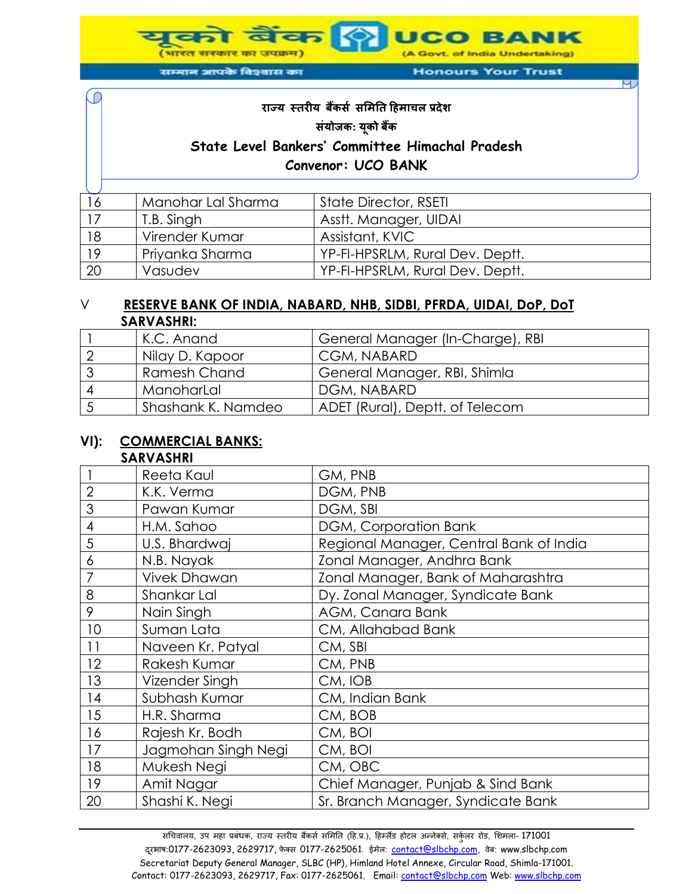| | | |
|---|---|---|
| 16 | Manohar Lal Sharma | State Director, RSETI |
| 17 | T.B. Singh | Asstt. Manager, UIDAI |
| 18 | Virender Kumar | Assistant, KVIC |
| 19 | Priyanka Sharma | YP-FI-HPSRLM, Rural Dev. Deptt. |
| 20 | Vasudev | YP-FI-HPSRLM, Rural Dev. Deptt. |

V **RESERVE BANK OF INDIA, NABARD, NHB, SIDBI, PFRDA, UIDAI, DoP, DoT**

**SARVASHRI:**

| | | |
|---|---|---|
| 1 | K.C. Anand | General Manager (In-Charge), RBI |
| 2 | Nilay D. Kapoor | CGM, NABARD |
| 3 | Ramesh Chand | General Manager, RBI, Shimla |
| 4 | ManoharLal | DGM, NABARD |
| 5 | Shashank K. Namdeo | ADET (Rural), Deptt. of Telecom |

**VI): COMMERCIAL BANKS:**

**SARVASHRI**

| | | |
|---|---|---|
| 1 | Reeta Kaul | GM, PNB |
| 2 | K.K. Verma | DGM, PNB |
| 3 | Pawan Kumar | DGM, SBI |
| 4 | H.M. Sahoo | DGM, Corporation Bank |
| 5 | U.S. Bhardwaj | Regional Manager, Central Bank of India |
| 6 | N.B. Nayak | Zonal Manager, Andhra Bank |
| 7 | Vivek Dhawan | Zonal Manager, Bank of Maharashtra |
| 8 | Shankar Lal | Dy. Zonal Manager, Syndicate Bank |
| 9 | Nain Singh | AGM, Canara Bank |
| 10 | Suman Lata | CM, Allahabad Bank |
| 11 | Naveen Kr. Patyal | CM, SBI |
| 12 | Rakesh Kumar | CM, PNB |
| 13 | Vizender Singh | CM, IOB |
| 14 | Subhash Kumar | CM, Indian Bank |
| 15 | H.R. Sharma | CM, BOB |
| 16 | Rajesh Kr. Bodh | CM, BOI |
| 17 | Jagmohan Singh Negi | CM, BOI |
| 18 | Mukesh Negi | CM, OBC |
| 19 | Amit Nagar | Chief Manager, Punjab & Sind Bank |
| 20 | Shashi K. Negi | Sr. Branch Manager, Syndicate Bank |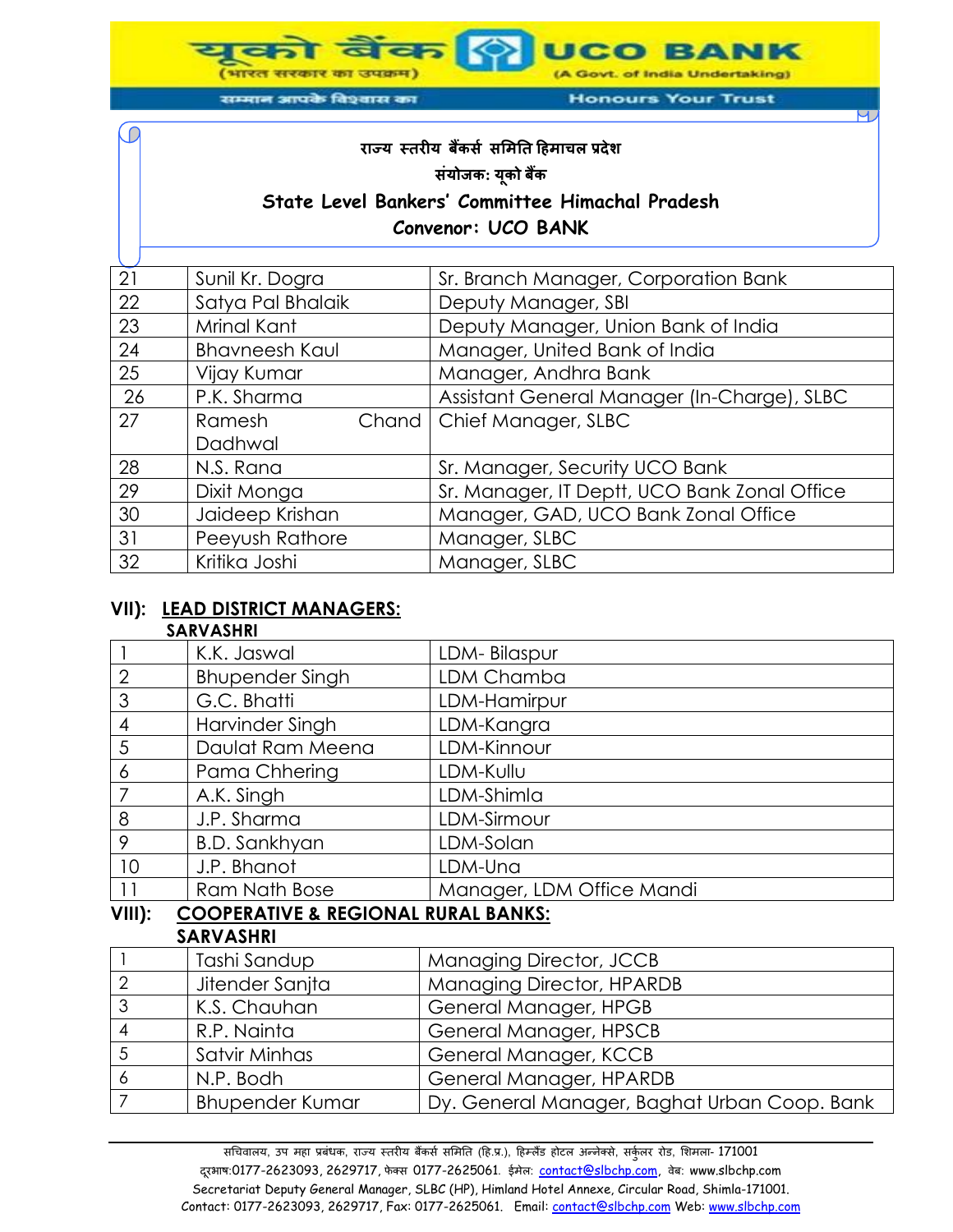राज्य स्तरीय बैंकर्स समिति हिमाचल प्रदेश

संयोजक: यूको बैंक

**State Level Bankers' Committee Himachal Pradesh**

**Convenor: UCO BANK**

| | | |
|---|---|---|
| 21 | Sunil Kr. Dogra | Sr. Branch Manager, Corporation Bank |
| 22 | Satya Pal Bhalaik | Deputy Manager, SBI |
| 23 | Mrinal Kant | Deputy Manager, Union Bank of India |
| 24 | Bhavneesh Kaul | Manager, United Bank of India |
| 25 | Vijay Kumar | Manager, Andhra Bank |
| 26 | P.K. Sharma | Assistant General Manager (In-Charge), SLBC |
| 27 | Ramesh Chand Dadhwal | Chief Manager, SLBC |
| 28 | N.S. Rana | Sr. Manager, Security UCO Bank |
| 29 | Dixit Monga | Sr. Manager, IT Deptt, UCO Bank Zonal Office |
| 30 | Jaideep Krishan | Manager, GAD, UCO Bank Zonal Office |
| 31 | Peeyush Rathore | Manager, SLBC |
| 32 | Kritika Joshi | Manager, SLBC |

**VII): <u>LEAD DISTRICT MANAGERS:</u>**

**SARVASHRI**

| | | |
|---|---|---|
| 1 | K.K. Jaswal | LDM- Bilaspur |
| 2 | Bhupender Singh | LDM Chamba |
| 3 | G.C. Bhatti | LDM-Hamirpur |
| 4 | Harvinder Singh | LDM-Kangra |
| 5 | Daulat Ram Meena | LDM-Kinnour |
| 6 | Pama Chhering | LDM-Kullu |
| 7 | A.K. Singh | LDM-Shimla |
| 8 | J.P. Sharma | LDM-Sirmour |
| 9 | B.D. Sankhyan | LDM-Solan |
| 10 | J.P. Bhanot | LDM-Una |
| 11 | Ram Nath Bose | Manager, LDM Office Mandi |

**VIII): <u>COOPERATIVE & REGIONAL RURAL BANKS:</u>**

**SARVASHRI**

| | | |
|---|---|---|
| 1 | Tashi Sandup | Managing Director, JCCB |
| 2 | Jitender Sanjta | Managing Director, HPARDB |
| 3 | K.S. Chauhan | General Manager, HPGB |
| 4 | R.P. Nainta | General Manager, HPSCB |
| 5 | Satvir Minhas | General Manager, KCCB |
| 6 | N.P. Bodh | General Manager, HPARDB |
| 7 | Bhupender Kumar | Dy. General Manager, Baghat Urban Coop. Bank |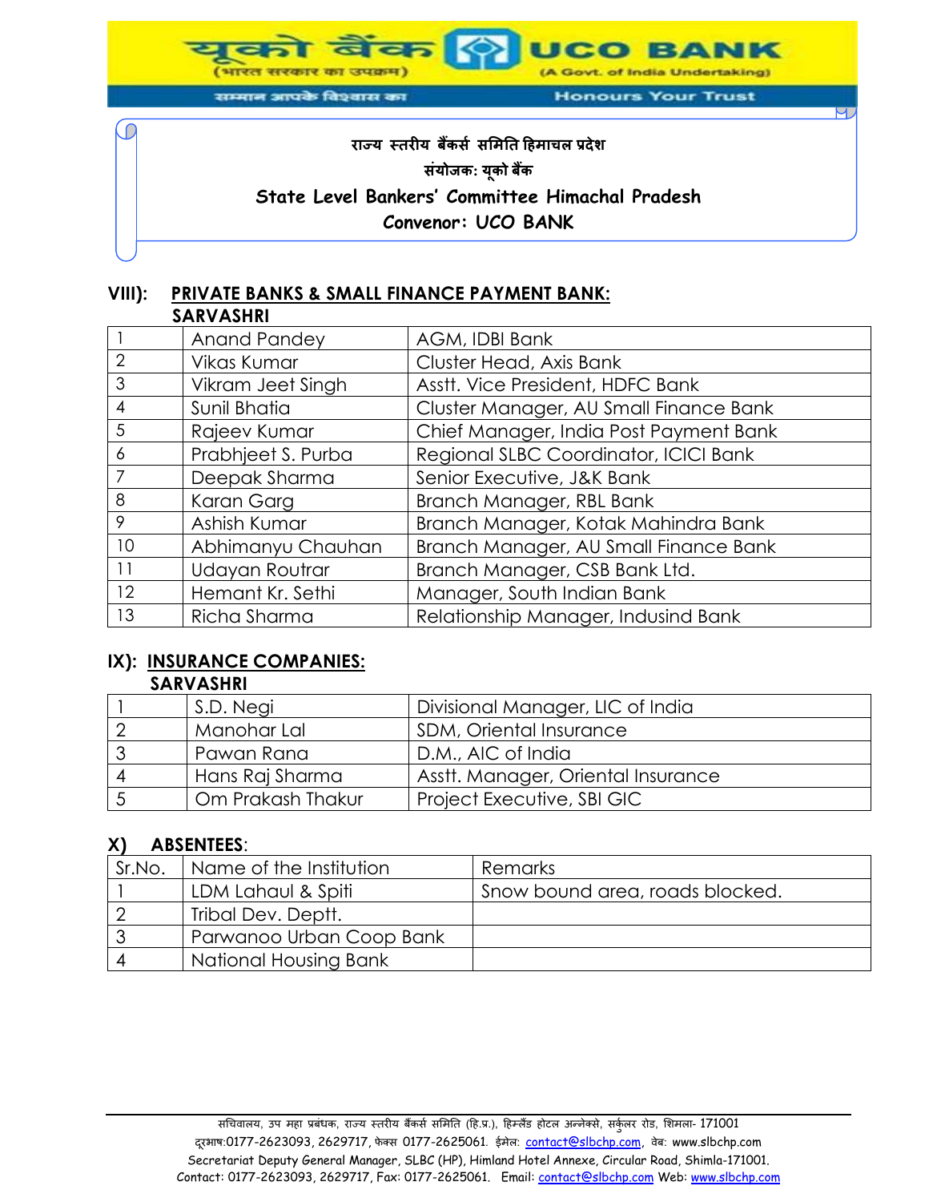### VIII): PRIVATE BANKS & SMALL FINANCE PAYMENT BANK:

**SARVASHRI**

| | | |
|---|---|---|
| 1 | Anand Pandey | AGM, IDBI Bank |
| 2 | Vikas Kumar | Cluster Head, Axis Bank |
| 3 | Vikram Jeet Singh | Asstt. Vice President, HDFC Bank |
| 4 | Sunil Bhatia | Cluster Manager, AU Small Finance Bank |
| 5 | Rajeev Kumar | Chief Manager, India Post Payment Bank |
| 6 | Prabhjeet S. Purba | Regional SLBC Coordinator, ICICI Bank |
| 7 | Deepak Sharma | Senior Executive, J&K Bank |
| 8 | Karan Garg | Branch Manager, RBL Bank |
| 9 | Ashish Kumar | Branch Manager, Kotak Mahindra Bank |
| 10 | Abhimanyu Chauhan | Branch Manager, AU Small Finance Bank |
| 11 | Udayan Routrar | Branch Manager, CSB Bank Ltd. |
| 12 | Hemant Kr. Sethi | Manager, South Indian Bank |
| 13 | Richa Sharma | Relationship Manager, Indusind Bank |

### IX): INSURANCE COMPANIES:

**SARVASHRI**

| | | |
|---|---|---|
| 1 | S.D. Negi | Divisional Manager, LIC of India |
| 2 | Manohar Lal | SDM, Oriental Insurance |
| 3 | Pawan Rana | D.M., AIC of India |
| 4 | Hans Raj Sharma | Asstt. Manager, Oriental Insurance |
| 5 | Om Prakash Thakur | Project Executive, SBI GIC |

### X) ABSENTEES:

| Sr.No. | Name of the Institution | Remarks |
|---|---|---|
| 1 | LDM Lahaul & Spiti | Snow bound area, roads blocked. |
| 2 | Tribal Dev. Deptt. | |
| 3 | Parwanoo Urban Coop Bank | |
| 4 | National Housing Bank | |